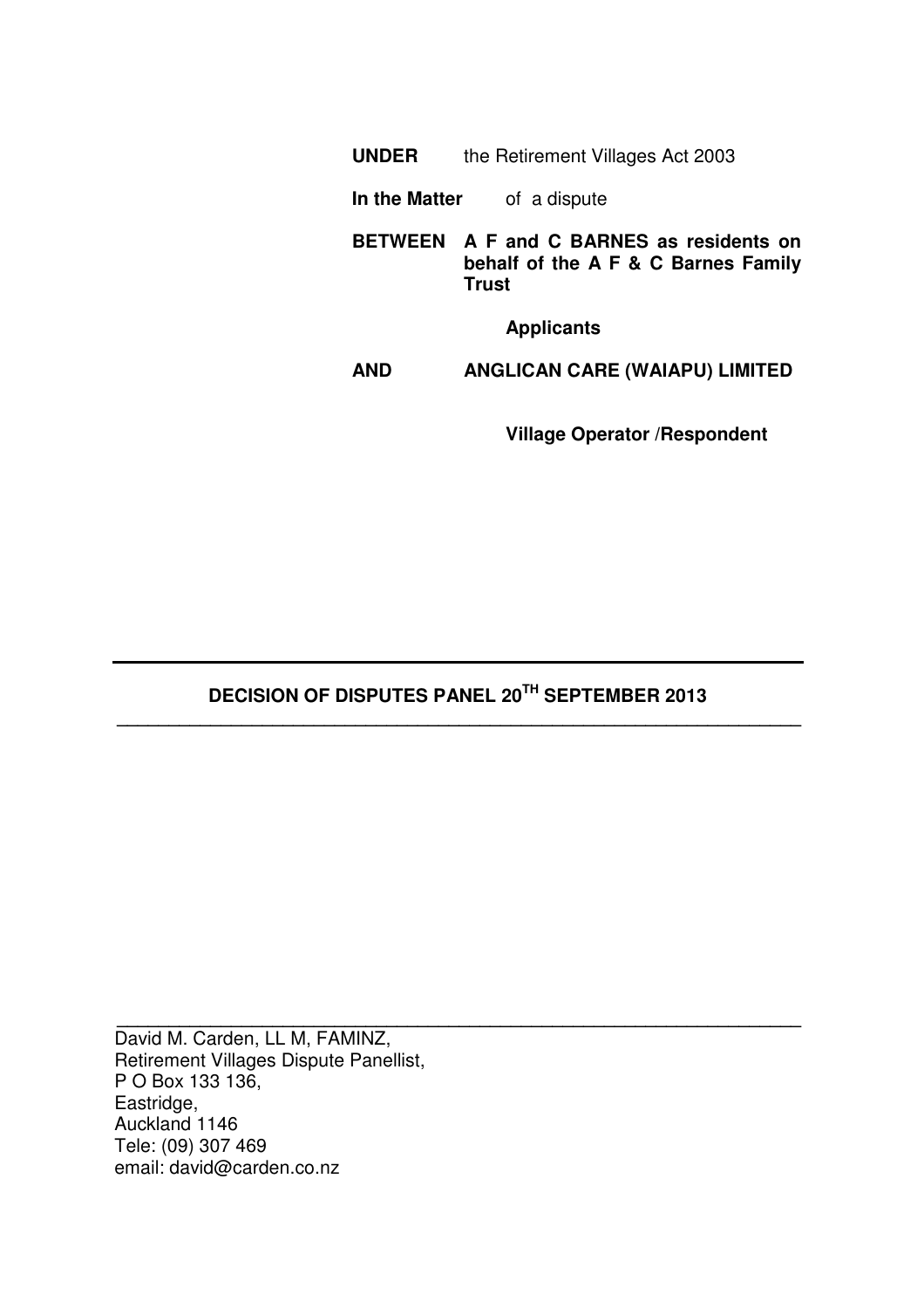**UNDER** the Retirement Villages Act 2003

**In the Matter** of a dispute

**BETWEEN** **A F and C BARNES as residents on behalf of the A F & C Barnes Family Trust**

**Applicants**

**AND** **ANGLICAN CARE (WAIAPU) LIMITED**

**Village Operator /Respondent**

---

## DECISION OF DISPUTES PANEL 20TH SEPTEMBER 2013

---

---

David M. Carden, LL M, FAMINZ,
Retirement Villages Dispute Panellist,
P O Box 133 136,
Eastridge,
Auckland 1146
Tele: (09) 307 469
email: david@carden.co.nz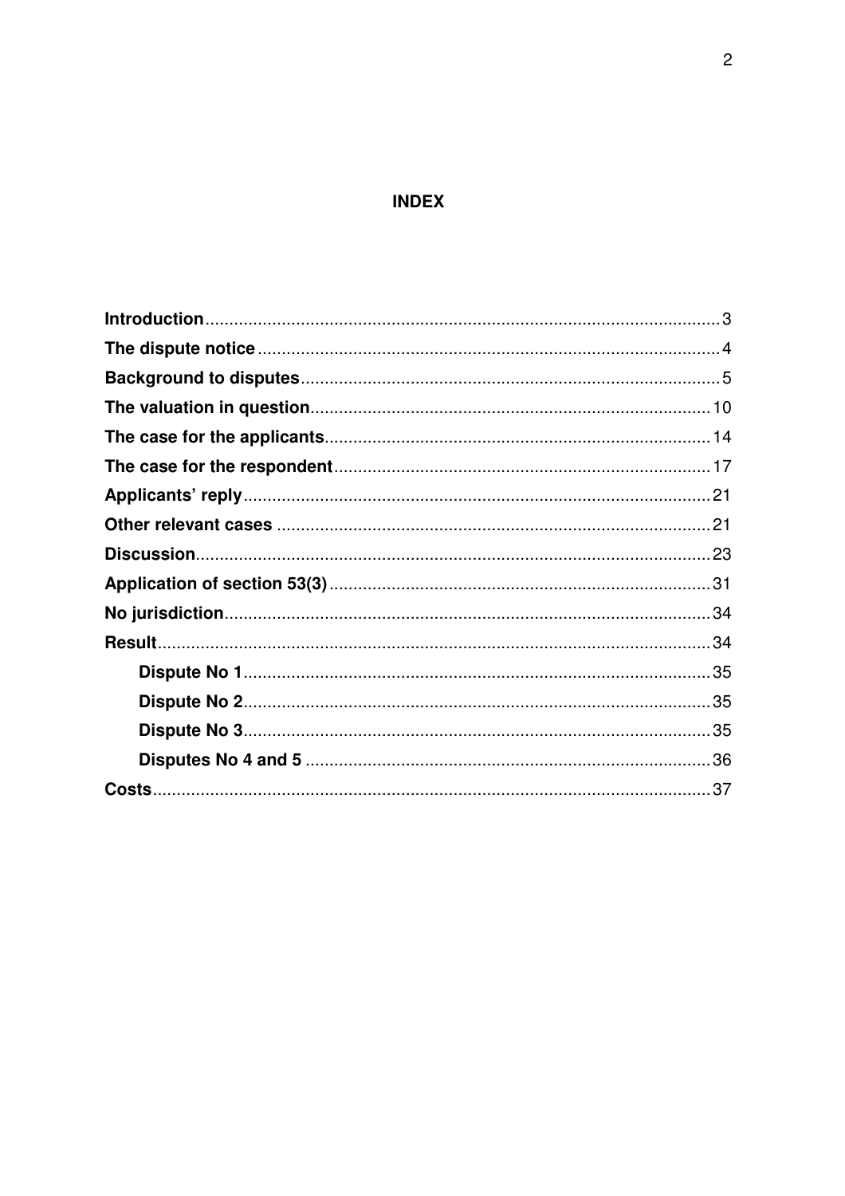## INDEX

| | |
|---|---|
| **Introduction** | 3 |
| **The dispute notice** | 4 |
| **Background to disputes** | 5 |
| **The valuation in question** | 10 |
| **The case for the applicants** | 14 |
| **The case for the respondent** | 17 |
| **Applicants' reply** | 21 |
| **Other relevant cases** | 21 |
| **Discussion** | 23 |
| **Application of section 53(3)** | 31 |
| **No jurisdiction** | 34 |
| **Result** | 34 |
| &nbsp;&nbsp;&nbsp;&nbsp;**Dispute No 1** | 35 |
| &nbsp;&nbsp;&nbsp;&nbsp;**Dispute No 2** | 35 |
| &nbsp;&nbsp;&nbsp;&nbsp;**Dispute No 3** | 35 |
| &nbsp;&nbsp;&nbsp;&nbsp;**Disputes No 4 and 5** | 36 |
| **Costs** | 37 |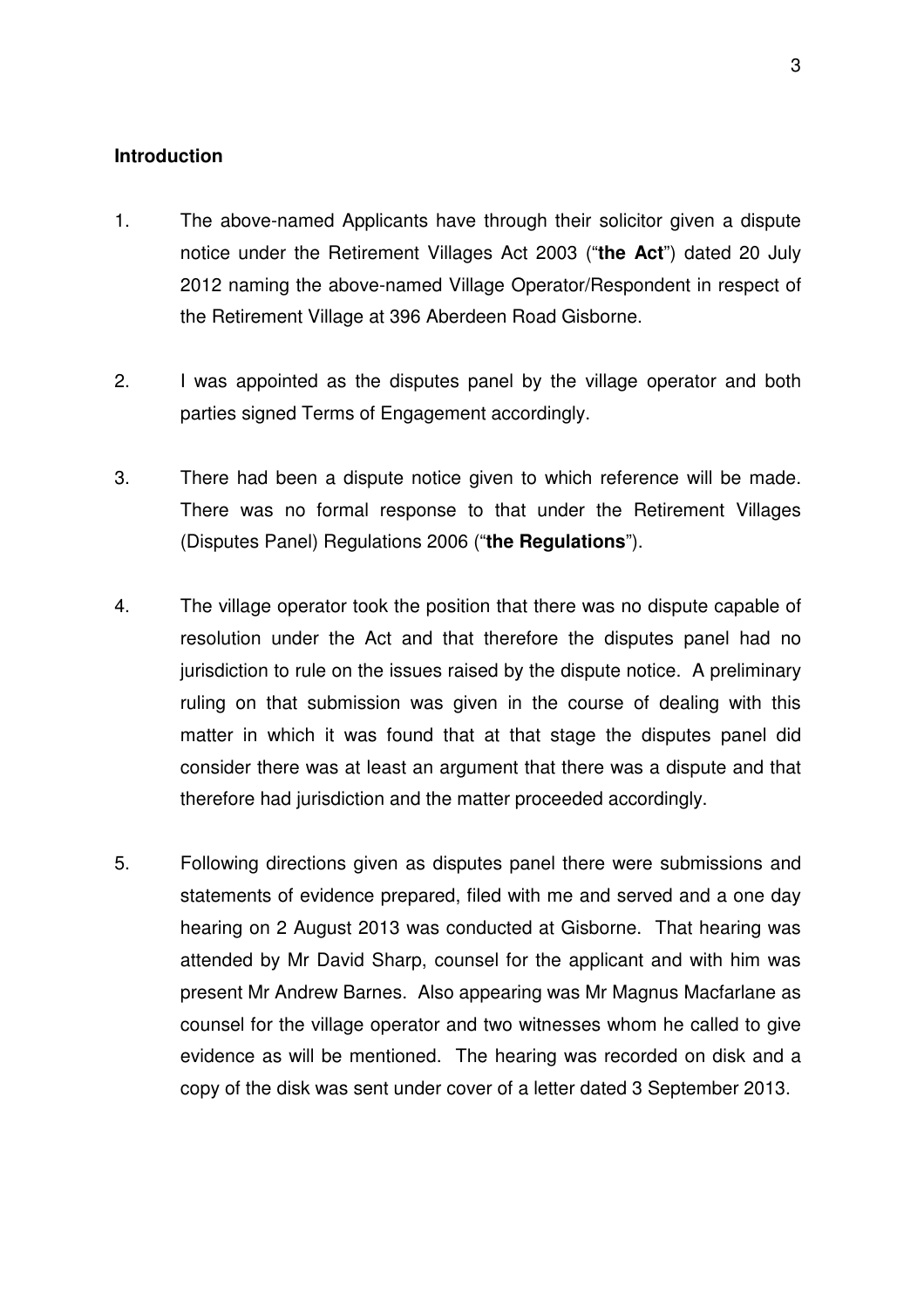## Introduction

1. The above-named Applicants have through their solicitor given a dispute notice under the Retirement Villages Act 2003 ("**the Act**") dated 20 July 2012 naming the above-named Village Operator/Respondent in respect of the Retirement Village at 396 Aberdeen Road Gisborne.

2. I was appointed as the disputes panel by the village operator and both parties signed Terms of Engagement accordingly.

3. There had been a dispute notice given to which reference will be made. There was no formal response to that under the Retirement Villages (Disputes Panel) Regulations 2006 ("**the Regulations**").

4. The village operator took the position that there was no dispute capable of resolution under the Act and that therefore the disputes panel had no jurisdiction to rule on the issues raised by the dispute notice. A preliminary ruling on that submission was given in the course of dealing with this matter in which it was found that at that stage the disputes panel did consider there was at least an argument that there was a dispute and that therefore had jurisdiction and the matter proceeded accordingly.

5. Following directions given as disputes panel there were submissions and statements of evidence prepared, filed with me and served and a one day hearing on 2 August 2013 was conducted at Gisborne. That hearing was attended by Mr David Sharp, counsel for the applicant and with him was present Mr Andrew Barnes. Also appearing was Mr Magnus Macfarlane as counsel for the village operator and two witnesses whom he called to give evidence as will be mentioned. The hearing was recorded on disk and a copy of the disk was sent under cover of a letter dated 3 September 2013.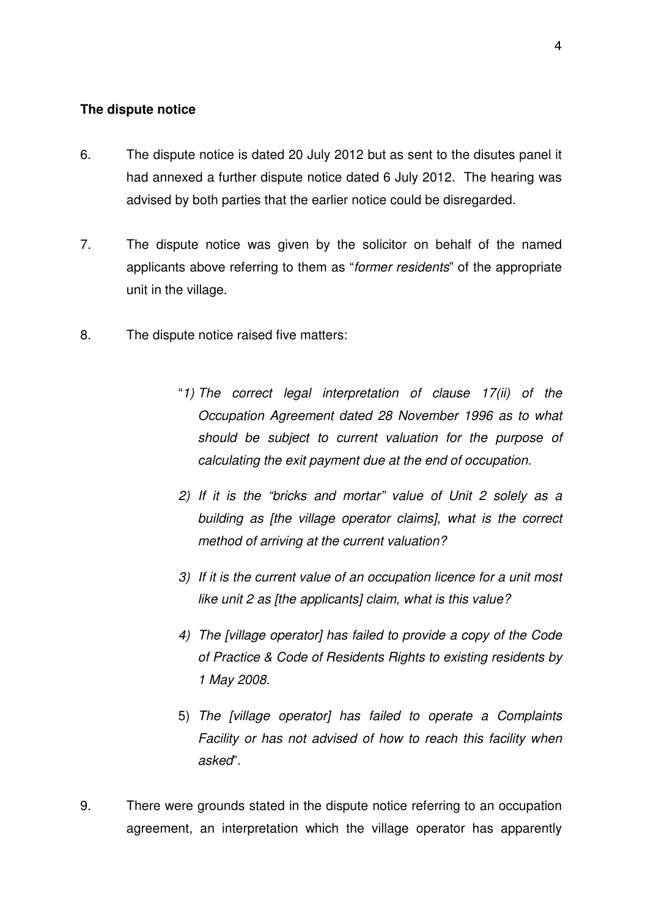**The dispute notice**

6. The dispute notice is dated 20 July 2012 but as sent to the disutes panel it had annexed a further dispute notice dated 6 July 2012. The hearing was advised by both parties that the earlier notice could be disregarded.

7. The dispute notice was given by the solicitor on behalf of the named applicants above referring to them as "*former residents*" of the appropriate unit in the village.

8. The dispute notice raised five matters:

   "*1) The correct legal interpretation of clause 17(ii) of the Occupation Agreement dated 28 November 1996 as to what should be subject to current valuation for the purpose of calculating the exit payment due at the end of occupation.*

   *2) If it is the "bricks and mortar" value of Unit 2 solely as a building as [the village operator claims], what is the correct method of arriving at the current valuation?*

   *3) If it is the current value of an occupation licence for a unit most like unit 2 as [the applicants] claim, what is this value?*

   *4) The [village operator] has failed to provide a copy of the Code of Practice & Code of Residents Rights to existing residents by 1 May 2008.*

   5) *The [village operator] has failed to operate a Complaints Facility or has not advised of how to reach this facility when asked*".

9. There were grounds stated in the dispute notice referring to an occupation agreement, an interpretation which the village operator has apparently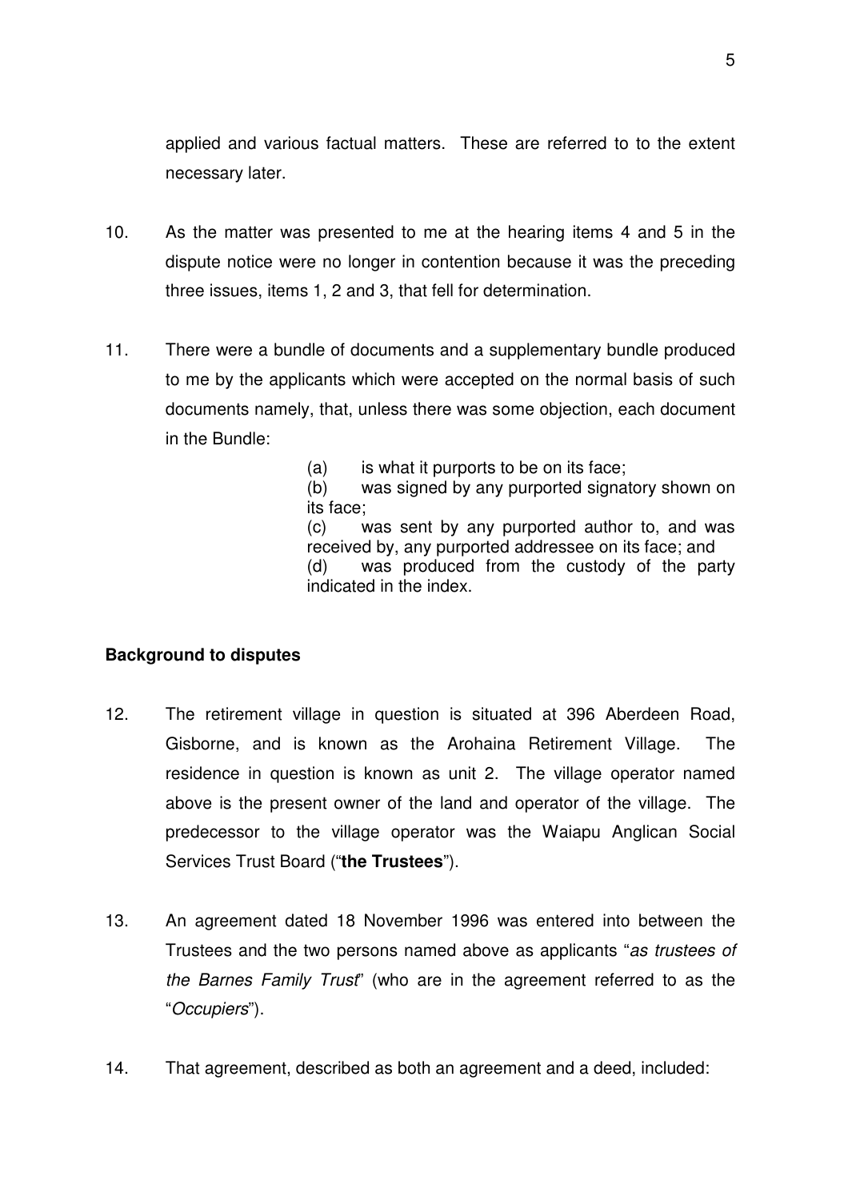applied and various factual matters. These are referred to to the extent necessary later.

10. As the matter was presented to me at the hearing items 4 and 5 in the dispute notice were no longer in contention because it was the preceding three issues, items 1, 2 and 3, that fell for determination.

11. There were a bundle of documents and a supplementary bundle produced to me by the applicants which were accepted on the normal basis of such documents namely, that, unless there was some objection, each document in the Bundle:

    (a) is what it purports to be on its face;
    (b) was signed by any purported signatory shown on its face;
    (c) was sent by any purported author to, and was received by, any purported addressee on its face; and
    (d) was produced from the custody of the party indicated in the index.

**Background to disputes**

12. The retirement village in question is situated at 396 Aberdeen Road, Gisborne, and is known as the Arohaina Retirement Village. The residence in question is known as unit 2. The village operator named above is the present owner of the land and operator of the village. The predecessor to the village operator was the Waiapu Anglican Social Services Trust Board ("**the Trustees**").

13. An agreement dated 18 November 1996 was entered into between the Trustees and the two persons named above as applicants "*as trustees of the Barnes Family Trust*" (who are in the agreement referred to as the "*Occupiers*").

14. That agreement, described as both an agreement and a deed, included: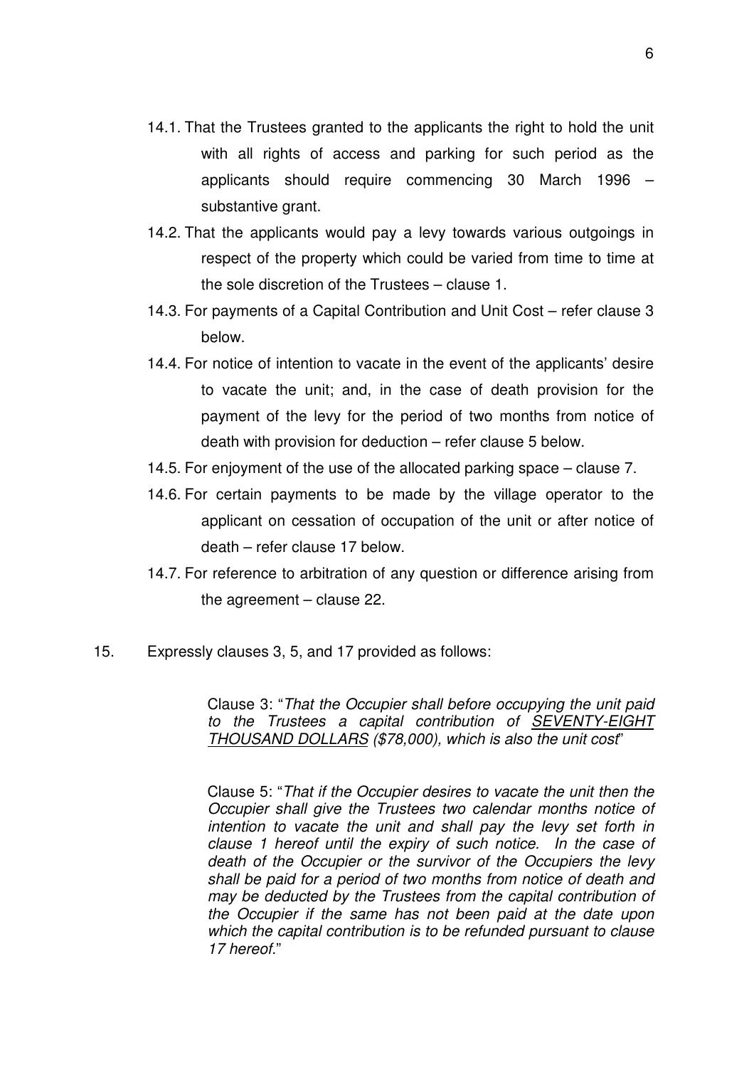14.1. That the Trustees granted to the applicants the right to hold the unit with all rights of access and parking for such period as the applicants should require commencing 30 March 1996 – substantive grant.

14.2. That the applicants would pay a levy towards various outgoings in respect of the property which could be varied from time to time at the sole discretion of the Trustees – clause 1.

14.3. For payments of a Capital Contribution and Unit Cost – refer clause 3 below.

14.4. For notice of intention to vacate in the event of the applicants' desire to vacate the unit; and, in the case of death provision for the payment of the levy for the period of two months from notice of death with provision for deduction – refer clause 5 below.

14.5. For enjoyment of the use of the allocated parking space – clause 7.

14.6. For certain payments to be made by the village operator to the applicant on cessation of occupation of the unit or after notice of death – refer clause 17 below.

14.7. For reference to arbitration of any question or difference arising from the agreement – clause 22.

15. Expressly clauses 3, 5, and 17 provided as follows:

> Clause 3: "*That the Occupier shall before occupying the unit paid to the Trustees a capital contribution of* <u>*SEVENTY-EIGHT THOUSAND DOLLARS*</u> *($78,000), which is also the unit cost*"

> Clause 5: "*That if the Occupier desires to vacate the unit then the Occupier shall give the Trustees two calendar months notice of intention to vacate the unit and shall pay the levy set forth in clause 1 hereof until the expiry of such notice. In the case of death of the Occupier or the survivor of the Occupiers the levy shall be paid for a period of two months from notice of death and may be deducted by the Trustees from the capital contribution of the Occupier if the same has not been paid at the date upon which the capital contribution is to be refunded pursuant to clause 17 hereof.*"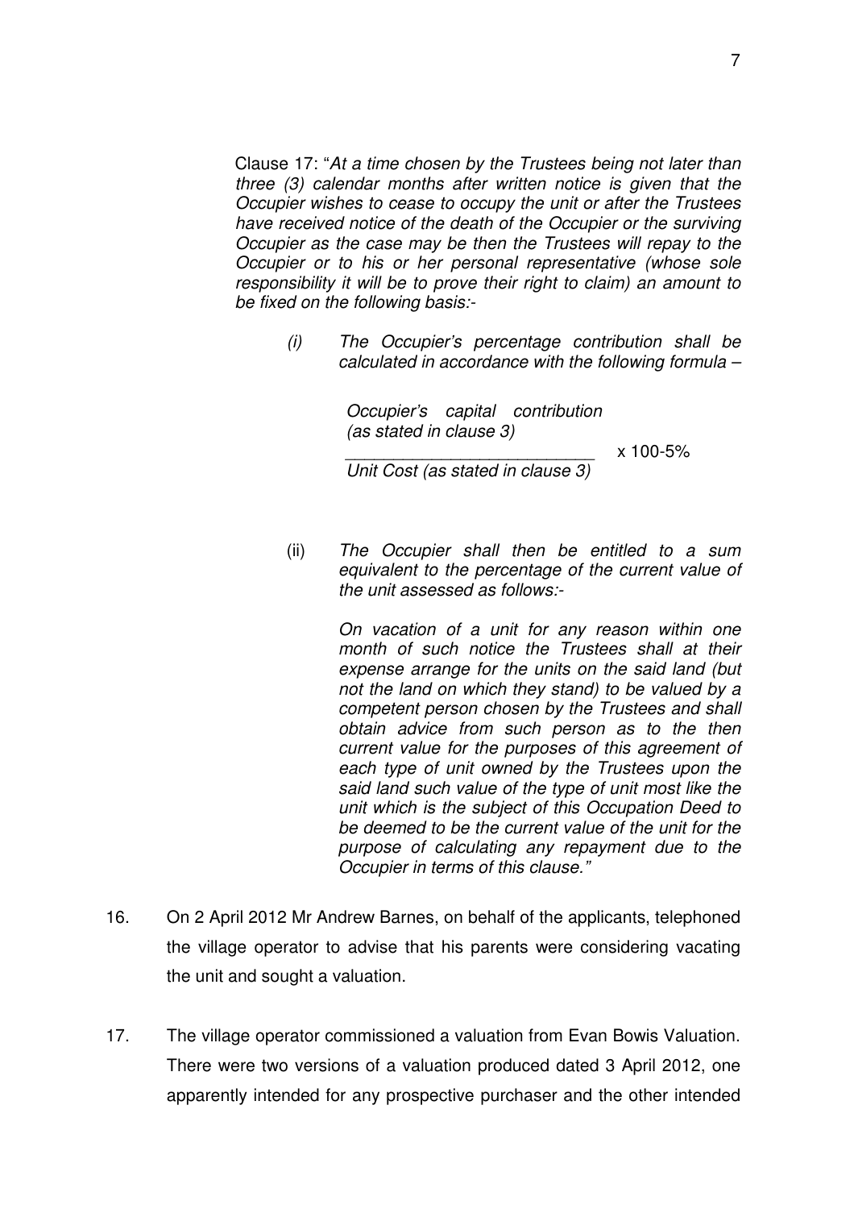Clause 17: "*At a time chosen by the Trustees being not later than three (3) calendar months after written notice is given that the Occupier wishes to cease to occupy the unit or after the Trustees have received notice of the death of the Occupier or the surviving Occupier as the case may be then the Trustees will repay to the Occupier or to his or her personal representative (whose sole responsibility it will be to prove their right to claim) an amount to be fixed on the following basis:-*

> *(i) The Occupier's percentage contribution shall be calculated in accordance with the following formula –*
>
> $$\frac{\textit{Occupier's capital contribution (as stated in clause 3)}}{\textit{Unit Cost (as stated in clause 3)}} \times 100\text{-}5\%$$
>
> (ii) *The Occupier shall then be entitled to a sum equivalent to the percentage of the current value of the unit assessed as follows:-*
>
> *On vacation of a unit for any reason within one month of such notice the Trustees shall at their expense arrange for the units on the said land (but not the land on which they stand) to be valued by a competent person chosen by the Trustees and shall obtain advice from such person as to the then current value for the purposes of this agreement of each type of unit owned by the Trustees upon the said land such value of the type of unit most like the unit which is the subject of this Occupation Deed to be deemed to be the current value of the unit for the purpose of calculating any repayment due to the Occupier in terms of this clause."*

16. On 2 April 2012 Mr Andrew Barnes, on behalf of the applicants, telephoned the village operator to advise that his parents were considering vacating the unit and sought a valuation.

17. The village operator commissioned a valuation from Evan Bowis Valuation. There were two versions of a valuation produced dated 3 April 2012, one apparently intended for any prospective purchaser and the other intended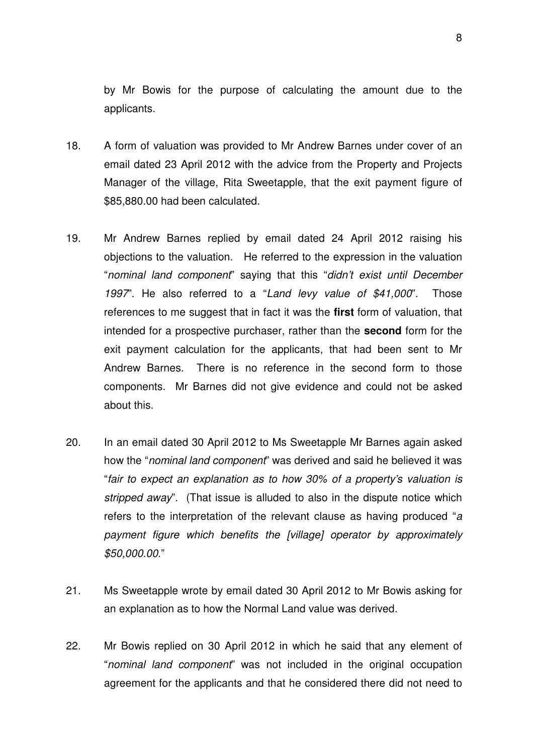by Mr Bowis for the purpose of calculating the amount due to the applicants.

18. A form of valuation was provided to Mr Andrew Barnes under cover of an email dated 23 April 2012 with the advice from the Property and Projects Manager of the village, Rita Sweetapple, that the exit payment figure of $85,880.00 had been calculated.

19. Mr Andrew Barnes replied by email dated 24 April 2012 raising his objections to the valuation. He referred to the expression in the valuation "*nominal land component*" saying that this "*didn't exist until December 1997*". He also referred to a "*Land levy value of $41,000*". Those references to me suggest that in fact it was the **first** form of valuation, that intended for a prospective purchaser, rather than the **second** form for the exit payment calculation for the applicants, that had been sent to Mr Andrew Barnes. There is no reference in the second form to those components. Mr Barnes did not give evidence and could not be asked about this.

20. In an email dated 30 April 2012 to Ms Sweetapple Mr Barnes again asked how the "*nominal land component*" was derived and said he believed it was "*fair to expect an explanation as to how 30% of a property's valuation is stripped away*". (That issue is alluded to also in the dispute notice which refers to the interpretation of the relevant clause as having produced "*a payment figure which benefits the [village] operator by approximately $50,000.00*."

21. Ms Sweetapple wrote by email dated 30 April 2012 to Mr Bowis asking for an explanation as to how the Normal Land value was derived.

22. Mr Bowis replied on 30 April 2012 in which he said that any element of "*nominal land component*" was not included in the original occupation agreement for the applicants and that he considered there did not need to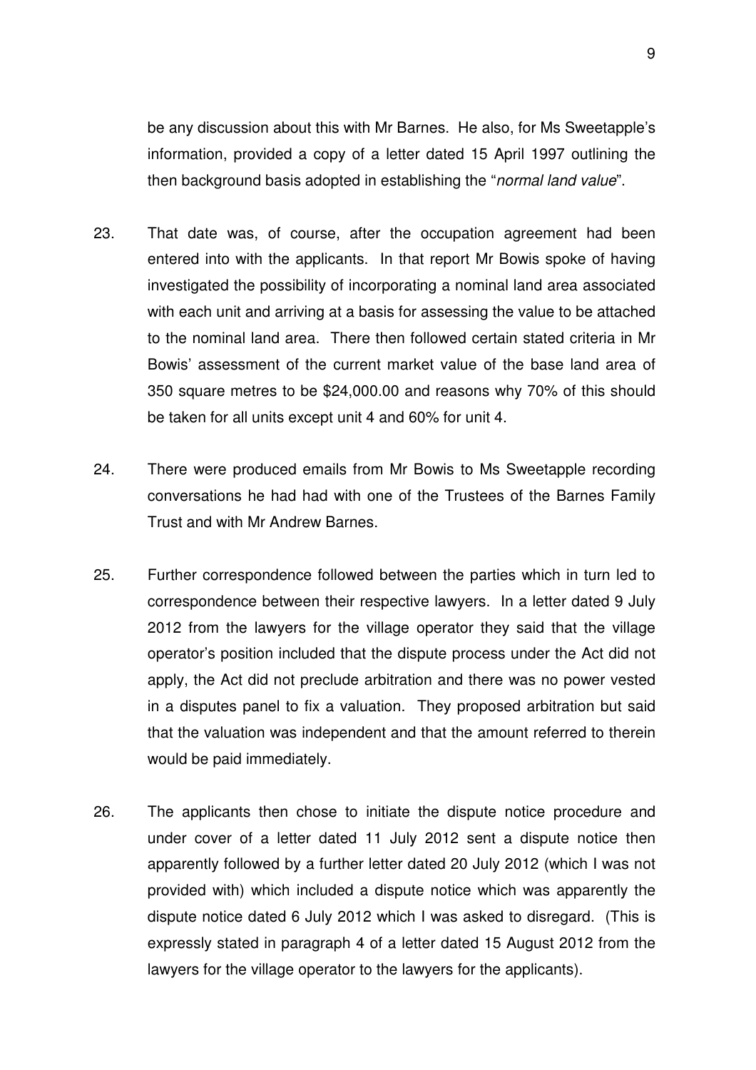be any discussion about this with Mr Barnes. He also, for Ms Sweetapple's information, provided a copy of a letter dated 15 April 1997 outlining the then background basis adopted in establishing the "*normal land value*".

23. That date was, of course, after the occupation agreement had been entered into with the applicants. In that report Mr Bowis spoke of having investigated the possibility of incorporating a nominal land area associated with each unit and arriving at a basis for assessing the value to be attached to the nominal land area. There then followed certain stated criteria in Mr Bowis' assessment of the current market value of the base land area of 350 square metres to be $24,000.00 and reasons why 70% of this should be taken for all units except unit 4 and 60% for unit 4.

24. There were produced emails from Mr Bowis to Ms Sweetapple recording conversations he had had with one of the Trustees of the Barnes Family Trust and with Mr Andrew Barnes.

25. Further correspondence followed between the parties which in turn led to correspondence between their respective lawyers. In a letter dated 9 July 2012 from the lawyers for the village operator they said that the village operator's position included that the dispute process under the Act did not apply, the Act did not preclude arbitration and there was no power vested in a disputes panel to fix a valuation. They proposed arbitration but said that the valuation was independent and that the amount referred to therein would be paid immediately.

26. The applicants then chose to initiate the dispute notice procedure and under cover of a letter dated 11 July 2012 sent a dispute notice then apparently followed by a further letter dated 20 July 2012 (which I was not provided with) which included a dispute notice which was apparently the dispute notice dated 6 July 2012 which I was asked to disregard. (This is expressly stated in paragraph 4 of a letter dated 15 August 2012 from the lawyers for the village operator to the lawyers for the applicants).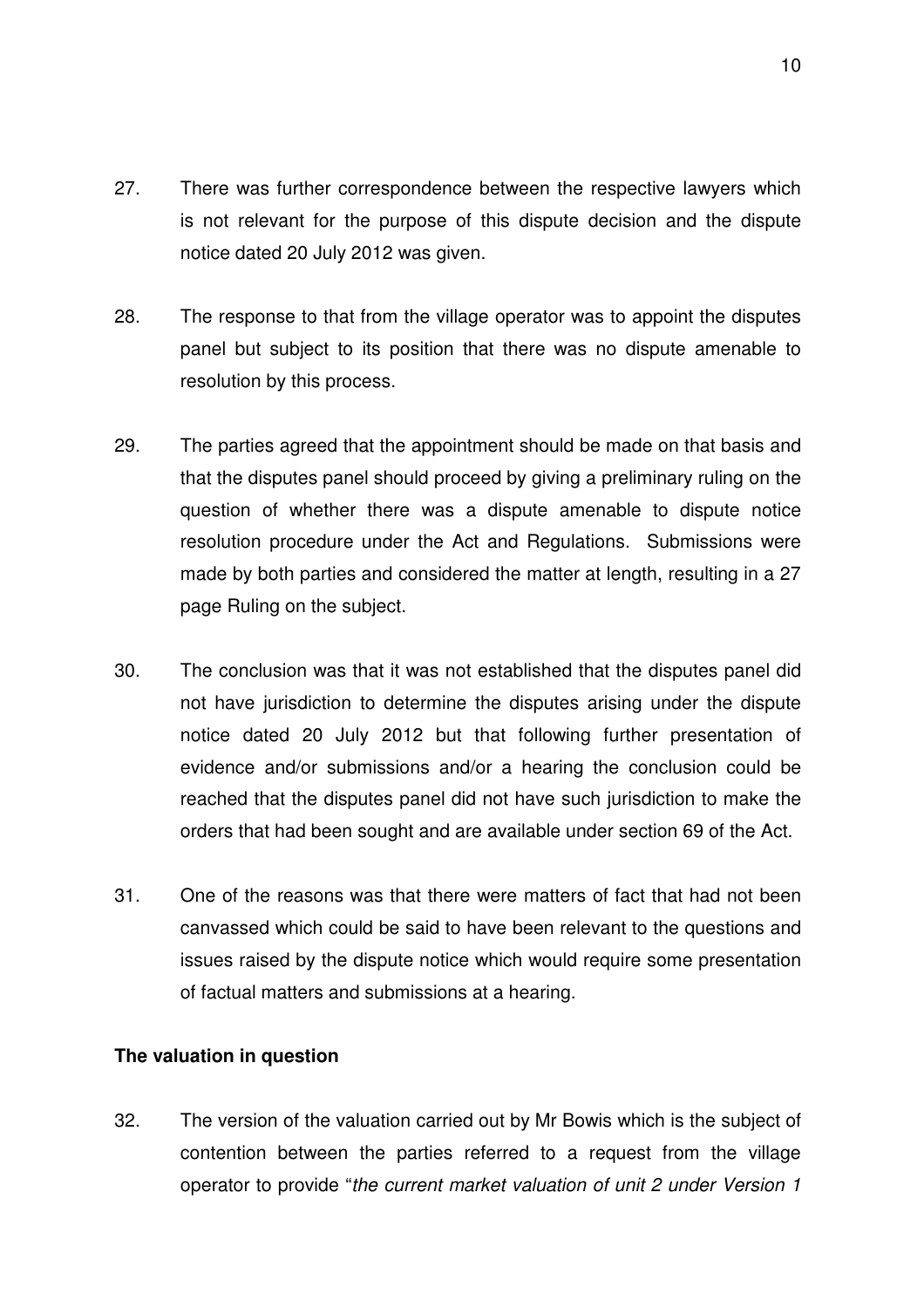27. There was further correspondence between the respective lawyers which is not relevant for the purpose of this dispute decision and the dispute notice dated 20 July 2012 was given.

28. The response to that from the village operator was to appoint the disputes panel but subject to its position that there was no dispute amenable to resolution by this process.

29. The parties agreed that the appointment should be made on that basis and that the disputes panel should proceed by giving a preliminary ruling on the question of whether there was a dispute amenable to dispute notice resolution procedure under the Act and Regulations. Submissions were made by both parties and considered the matter at length, resulting in a 27 page Ruling on the subject.

30. The conclusion was that it was not established that the disputes panel did not have jurisdiction to determine the disputes arising under the dispute notice dated 20 July 2012 but that following further presentation of evidence and/or submissions and/or a hearing the conclusion could be reached that the disputes panel did not have such jurisdiction to make the orders that had been sought and are available under section 69 of the Act.

31. One of the reasons was that there were matters of fact that had not been canvassed which could be said to have been relevant to the questions and issues raised by the dispute notice which would require some presentation of factual matters and submissions at a hearing.

**The valuation in question**

32. The version of the valuation carried out by Mr Bowis which is the subject of contention between the parties referred to a request from the village operator to provide "*the current market valuation of unit 2 under Version 1*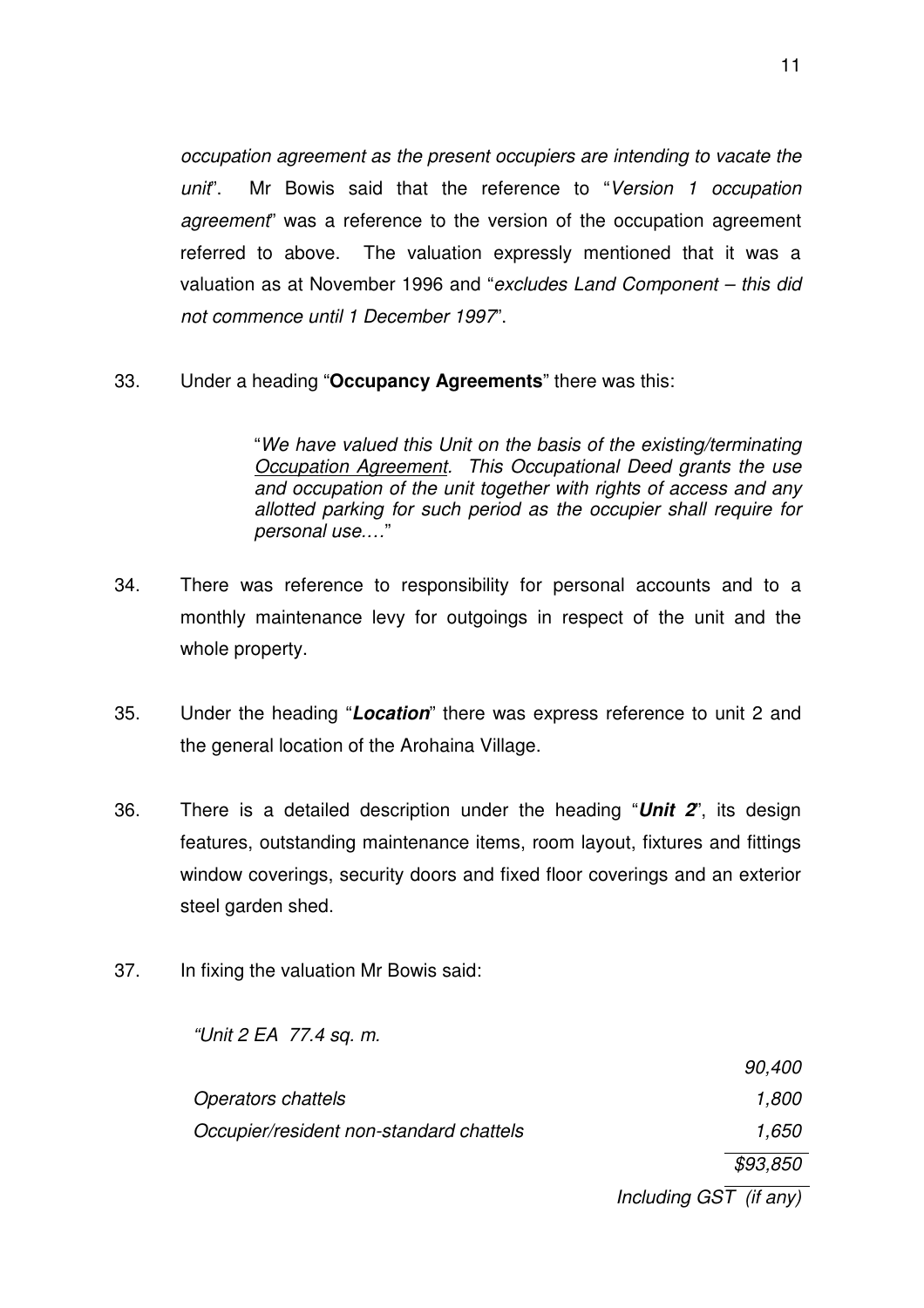*occupation agreement as the present occupiers are intending to vacate the unit*". Mr Bowis said that the reference to "*Version 1 occupation agreement*" was a reference to the version of the occupation agreement referred to above. The valuation expressly mentioned that it was a valuation as at November 1996 and "*excludes Land Component – this did not commence until 1 December 1997*".

33. Under a heading "**Occupancy Agreements**" there was this:

> "*We have valued this Unit on the basis of the existing/terminating Occupation Agreement. This Occupational Deed grants the use and occupation of the unit together with rights of access and any allotted parking for such period as the occupier shall require for personal use.…*"

34. There was reference to responsibility for personal accounts and to a monthly maintenance levy for outgoings in respect of the unit and the whole property.

35. Under the heading "***Location***" there was express reference to unit 2 and the general location of the Arohaina Village.

36. There is a detailed description under the heading "***Unit 2***", its design features, outstanding maintenance items, room layout, fixtures and fittings window coverings, security doors and fixed floor coverings and an exterior steel garden shed.

37. In fixing the valuation Mr Bowis said:

| *"Unit 2 EA 77.4 sq. m.* | |
|---|---|
| | *90,400* |
| *Operators chattels* | *1,800* |
| *Occupier/resident non-standard chattels* | *1,650* |
| | *$93,850* |
| | *Including GST (if any)* |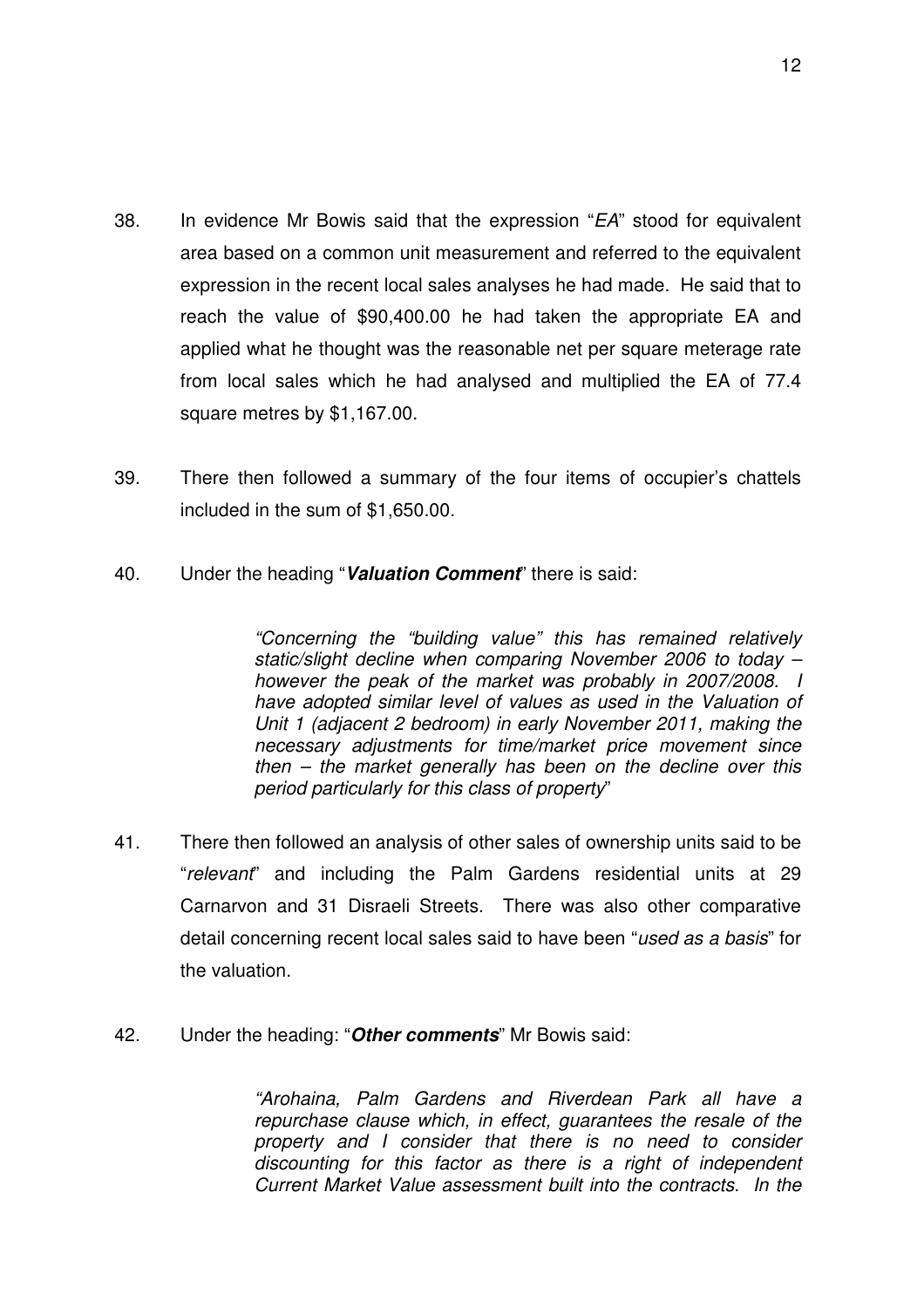38. In evidence Mr Bowis said that the expression "*EA*" stood for equivalent area based on a common unit measurement and referred to the equivalent expression in the recent local sales analyses he had made. He said that to reach the value of $90,400.00 he had taken the appropriate EA and applied what he thought was the reasonable net per square meterage rate from local sales which he had analysed and multiplied the EA of 77.4 square metres by $1,167.00.

39. There then followed a summary of the four items of occupier's chattels included in the sum of $1,650.00.

40. Under the heading "***Valuation Comment***" there is said:

> *"Concerning the "building value" this has remained relatively static/slight decline when comparing November 2006 to today – however the peak of the market was probably in 2007/2008. I have adopted similar level of values as used in the Valuation of Unit 1 (adjacent 2 bedroom) in early November 2011, making the necessary adjustments for time/market price movement since then – the market generally has been on the decline over this period particularly for this class of property*"

41. There then followed an analysis of other sales of ownership units said to be "*relevant*" and including the Palm Gardens residential units at 29 Carnarvon and 31 Disraeli Streets. There was also other comparative detail concerning recent local sales said to have been "*used as a basis*" for the valuation.

42. Under the heading: "***Other comments***" Mr Bowis said:

> *"Arohaina, Palm Gardens and Riverdean Park all have a repurchase clause which, in effect, guarantees the resale of the property and I consider that there is no need to consider discounting for this factor as there is a right of independent Current Market Value assessment built into the contracts. In the*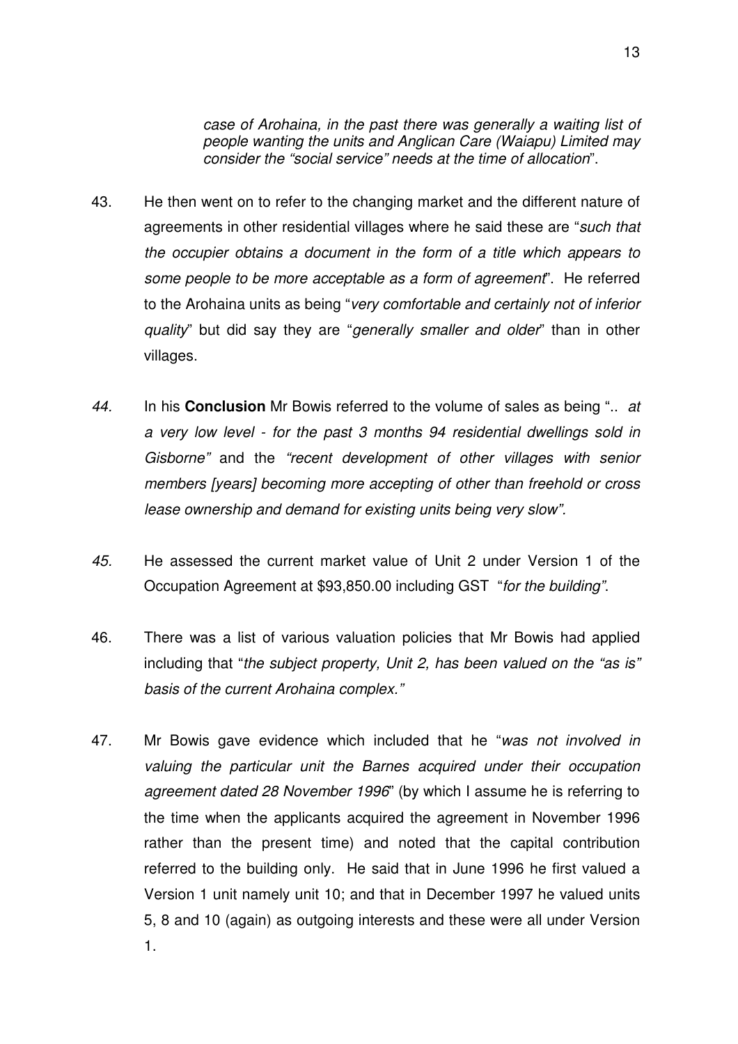*case of Arohaina, in the past there was generally a waiting list of people wanting the units and Anglican Care (Waiapu) Limited may consider the "social service" needs at the time of allocation*".

43. He then went on to refer to the changing market and the different nature of agreements in other residential villages where he said these are "*such that the occupier obtains a document in the form of a title which appears to some people to be more acceptable as a form of agreement*". He referred to the Arohaina units as being "*very comfortable and certainly not of inferior quality*" but did say they are "*generally smaller and older*" than in other villages.

*44.* In his **Conclusion** Mr Bowis referred to the volume of sales as being ".. *at a very low level - for the past 3 months 94 residential dwellings sold in Gisborne"* and the *"recent development of other villages with senior members [years] becoming more accepting of other than freehold or cross lease ownership and demand for existing units being very slow".*

*45.* He assessed the current market value of Unit 2 under Version 1 of the Occupation Agreement at $93,850.00 including GST "*for the building"*.

46. There was a list of various valuation policies that Mr Bowis had applied including that "*the subject property, Unit 2, has been valued on the "as is" basis of the current Arohaina complex."*

47. Mr Bowis gave evidence which included that he "*was not involved in valuing the particular unit the Barnes acquired under their occupation agreement dated 28 November 1996*" (by which I assume he is referring to the time when the applicants acquired the agreement in November 1996 rather than the present time) and noted that the capital contribution referred to the building only. He said that in June 1996 he first valued a Version 1 unit namely unit 10; and that in December 1997 he valued units 5, 8 and 10 (again) as outgoing interests and these were all under Version 1.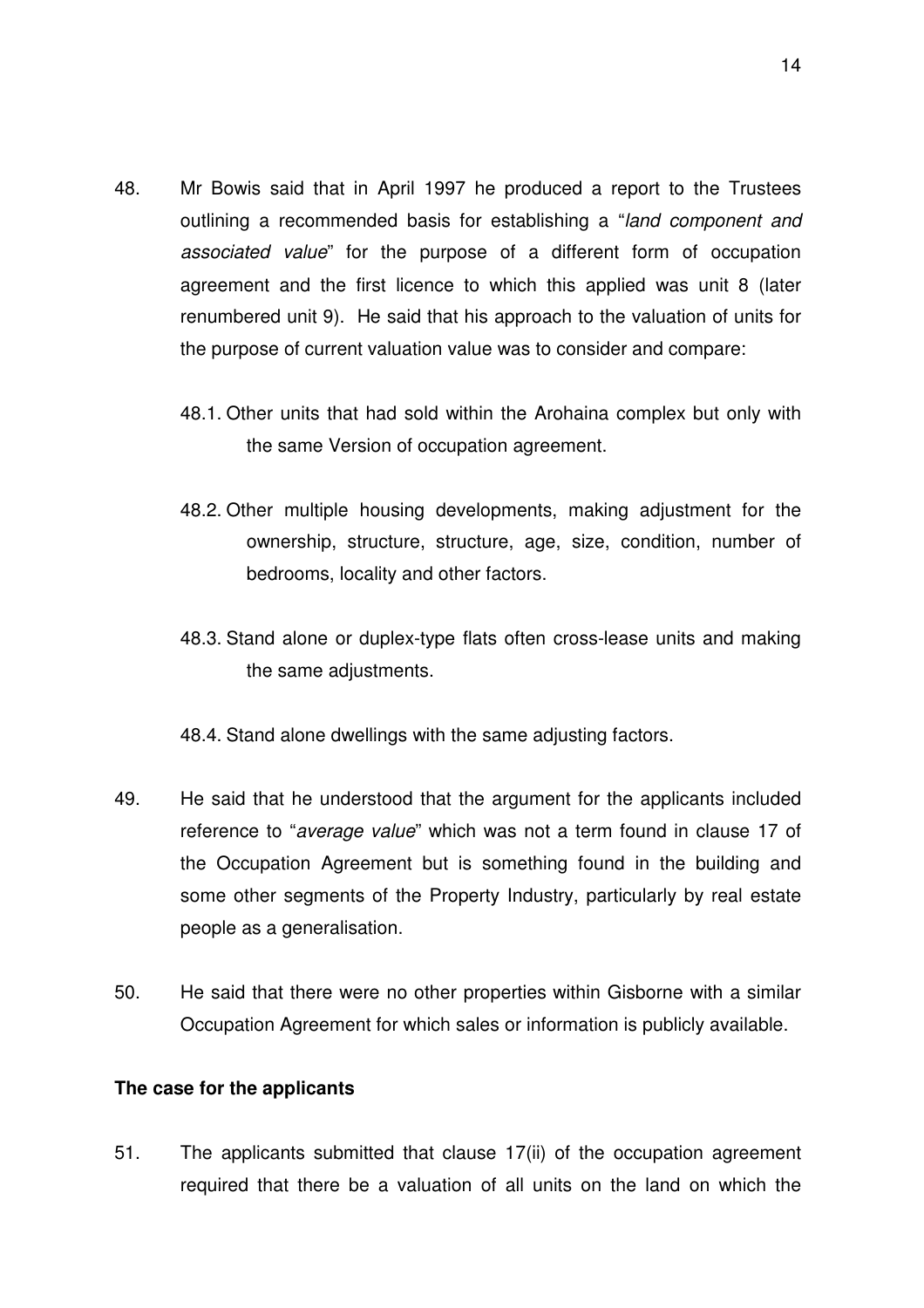48. Mr Bowis said that in April 1997 he produced a report to the Trustees outlining a recommended basis for establishing a "*land component and associated value*" for the purpose of a different form of occupation agreement and the first licence to which this applied was unit 8 (later renumbered unit 9). He said that his approach to the valuation of units for the purpose of current valuation value was to consider and compare:

48.1. Other units that had sold within the Arohaina complex but only with the same Version of occupation agreement.

48.2. Other multiple housing developments, making adjustment for the ownership, structure, structure, age, size, condition, number of bedrooms, locality and other factors.

48.3. Stand alone or duplex-type flats often cross-lease units and making the same adjustments.

48.4. Stand alone dwellings with the same adjusting factors.

49. He said that he understood that the argument for the applicants included reference to "*average value*" which was not a term found in clause 17 of the Occupation Agreement but is something found in the building and some other segments of the Property Industry, particularly by real estate people as a generalisation.

50. He said that there were no other properties within Gisborne with a similar Occupation Agreement for which sales or information is publicly available.

**The case for the applicants**

51. The applicants submitted that clause 17(ii) of the occupation agreement required that there be a valuation of all units on the land on which the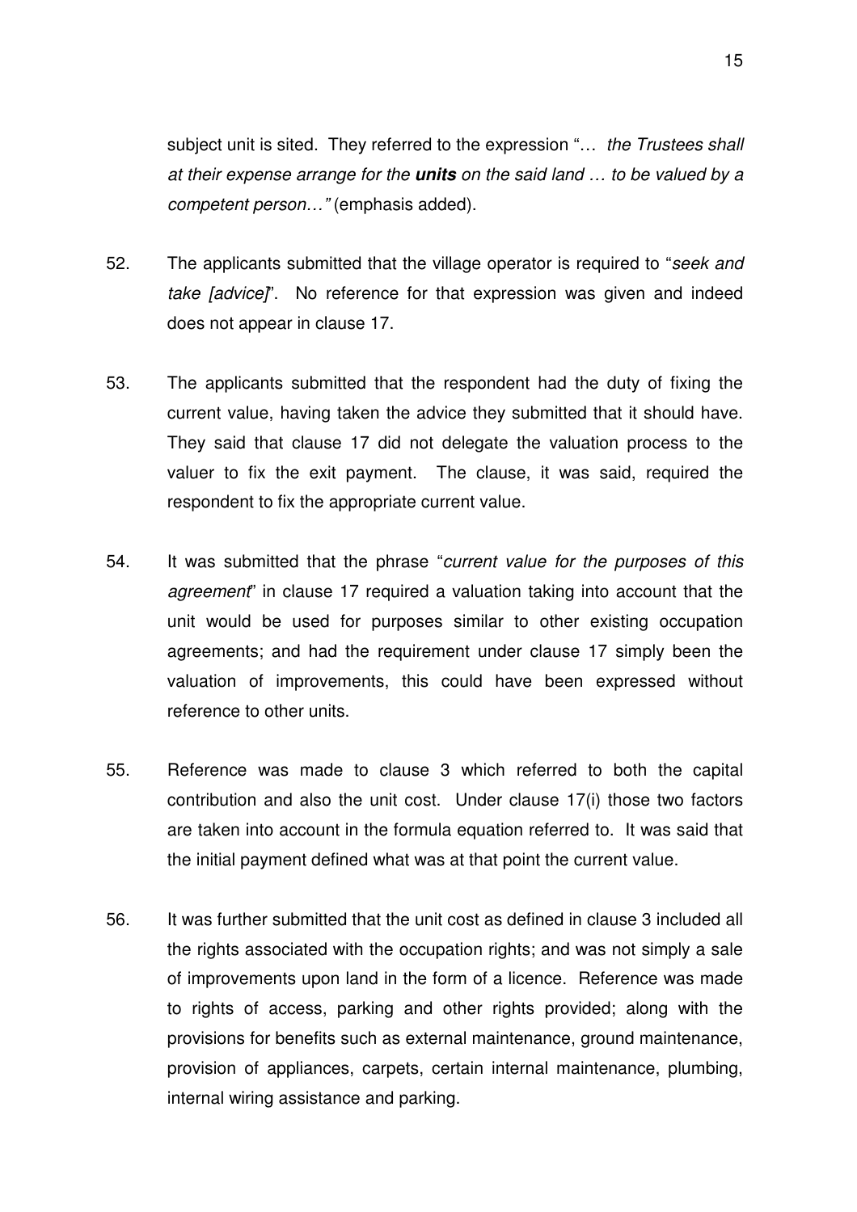subject unit is sited. They referred to the expression "… *the Trustees shall at their expense arrange for the **units** on the said land … to be valued by a competent person…"* (emphasis added).

52. The applicants submitted that the village operator is required to "*seek and take [advice]*". No reference for that expression was given and indeed does not appear in clause 17.

53. The applicants submitted that the respondent had the duty of fixing the current value, having taken the advice they submitted that it should have. They said that clause 17 did not delegate the valuation process to the valuer to fix the exit payment. The clause, it was said, required the respondent to fix the appropriate current value.

54. It was submitted that the phrase "*current value for the purposes of this agreement*" in clause 17 required a valuation taking into account that the unit would be used for purposes similar to other existing occupation agreements; and had the requirement under clause 17 simply been the valuation of improvements, this could have been expressed without reference to other units.

55. Reference was made to clause 3 which referred to both the capital contribution and also the unit cost. Under clause 17(i) those two factors are taken into account in the formula equation referred to. It was said that the initial payment defined what was at that point the current value.

56. It was further submitted that the unit cost as defined in clause 3 included all the rights associated with the occupation rights; and was not simply a sale of improvements upon land in the form of a licence. Reference was made to rights of access, parking and other rights provided; along with the provisions for benefits such as external maintenance, ground maintenance, provision of appliances, carpets, certain internal maintenance, plumbing, internal wiring assistance and parking.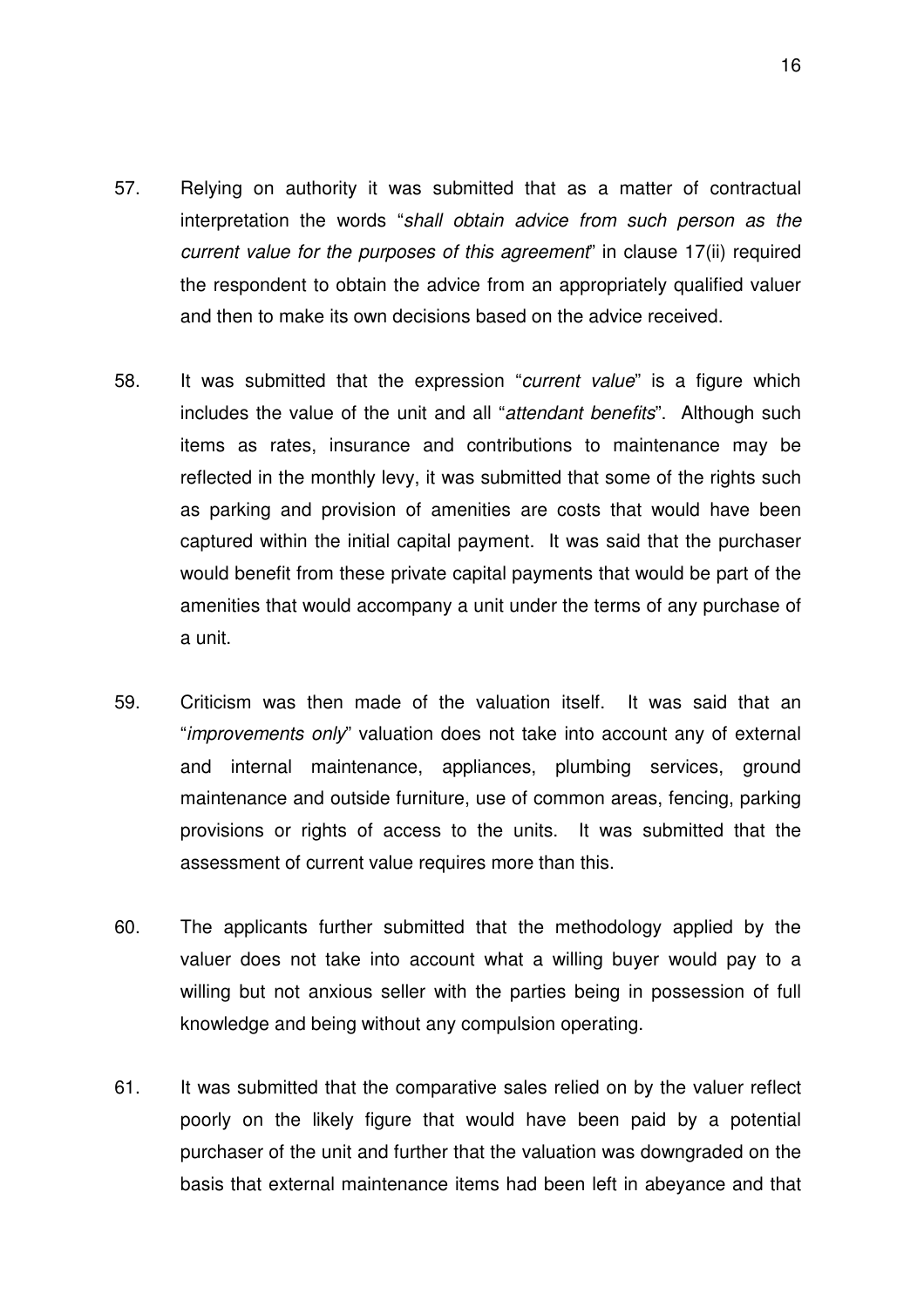57. Relying on authority it was submitted that as a matter of contractual interpretation the words "*shall obtain advice from such person as the current value for the purposes of this agreement*" in clause 17(ii) required the respondent to obtain the advice from an appropriately qualified valuer and then to make its own decisions based on the advice received.

58. It was submitted that the expression "*current value*" is a figure which includes the value of the unit and all "*attendant benefits*". Although such items as rates, insurance and contributions to maintenance may be reflected in the monthly levy, it was submitted that some of the rights such as parking and provision of amenities are costs that would have been captured within the initial capital payment. It was said that the purchaser would benefit from these private capital payments that would be part of the amenities that would accompany a unit under the terms of any purchase of a unit.

59. Criticism was then made of the valuation itself. It was said that an "*improvements only*" valuation does not take into account any of external and internal maintenance, appliances, plumbing services, ground maintenance and outside furniture, use of common areas, fencing, parking provisions or rights of access to the units. It was submitted that the assessment of current value requires more than this.

60. The applicants further submitted that the methodology applied by the valuer does not take into account what a willing buyer would pay to a willing but not anxious seller with the parties being in possession of full knowledge and being without any compulsion operating.

61. It was submitted that the comparative sales relied on by the valuer reflect poorly on the likely figure that would have been paid by a potential purchaser of the unit and further that the valuation was downgraded on the basis that external maintenance items had been left in abeyance and that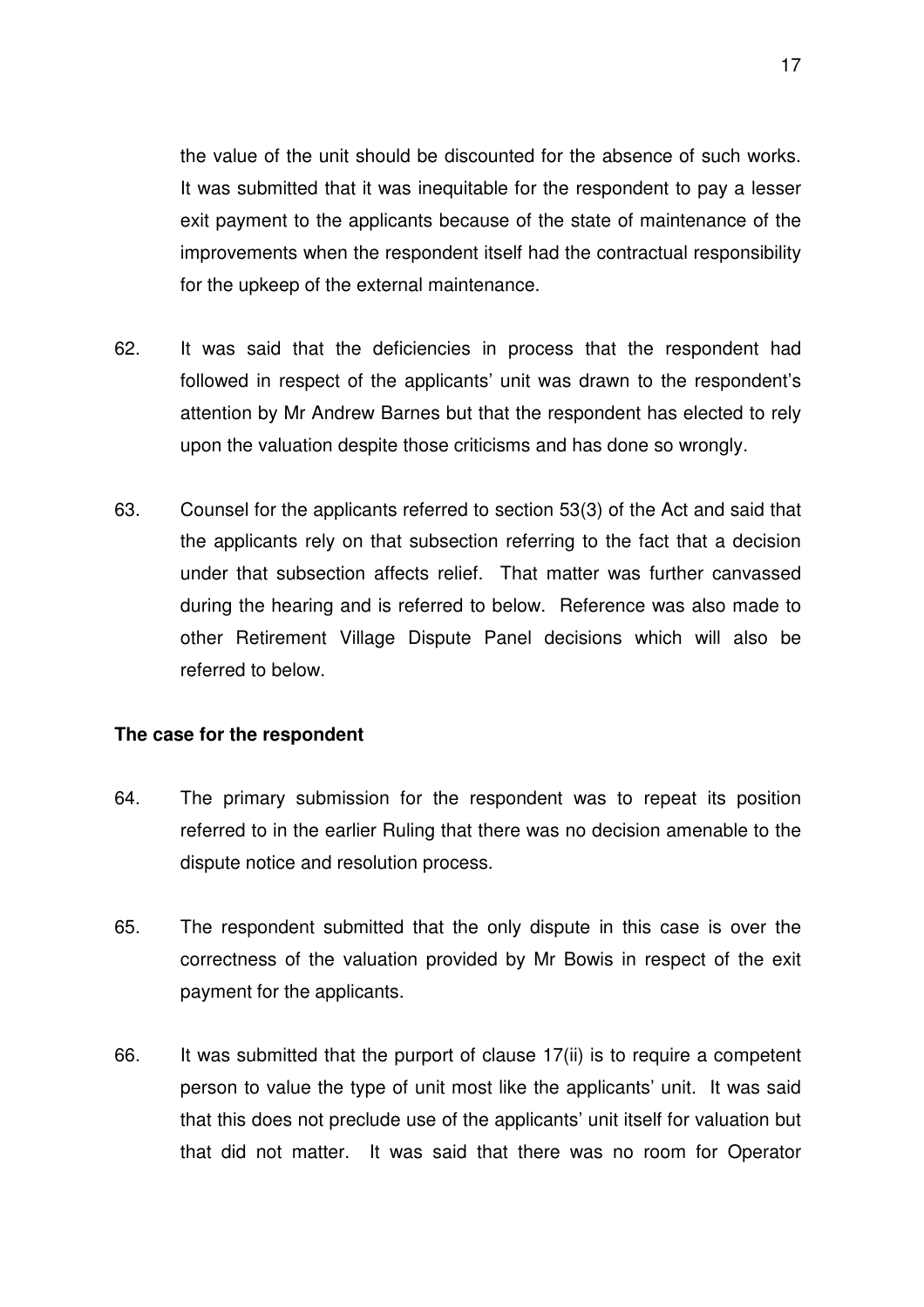the value of the unit should be discounted for the absence of such works. It was submitted that it was inequitable for the respondent to pay a lesser exit payment to the applicants because of the state of maintenance of the improvements when the respondent itself had the contractual responsibility for the upkeep of the external maintenance.

62. It was said that the deficiencies in process that the respondent had followed in respect of the applicants' unit was drawn to the respondent's attention by Mr Andrew Barnes but that the respondent has elected to rely upon the valuation despite those criticisms and has done so wrongly.

63. Counsel for the applicants referred to section 53(3) of the Act and said that the applicants rely on that subsection referring to the fact that a decision under that subsection affects relief. That matter was further canvassed during the hearing and is referred to below. Reference was also made to other Retirement Village Dispute Panel decisions which will also be referred to below.

**The case for the respondent**

64. The primary submission for the respondent was to repeat its position referred to in the earlier Ruling that there was no decision amenable to the dispute notice and resolution process.

65. The respondent submitted that the only dispute in this case is over the correctness of the valuation provided by Mr Bowis in respect of the exit payment for the applicants.

66. It was submitted that the purport of clause 17(ii) is to require a competent person to value the type of unit most like the applicants' unit. It was said that this does not preclude use of the applicants' unit itself for valuation but that did not matter. It was said that there was no room for Operator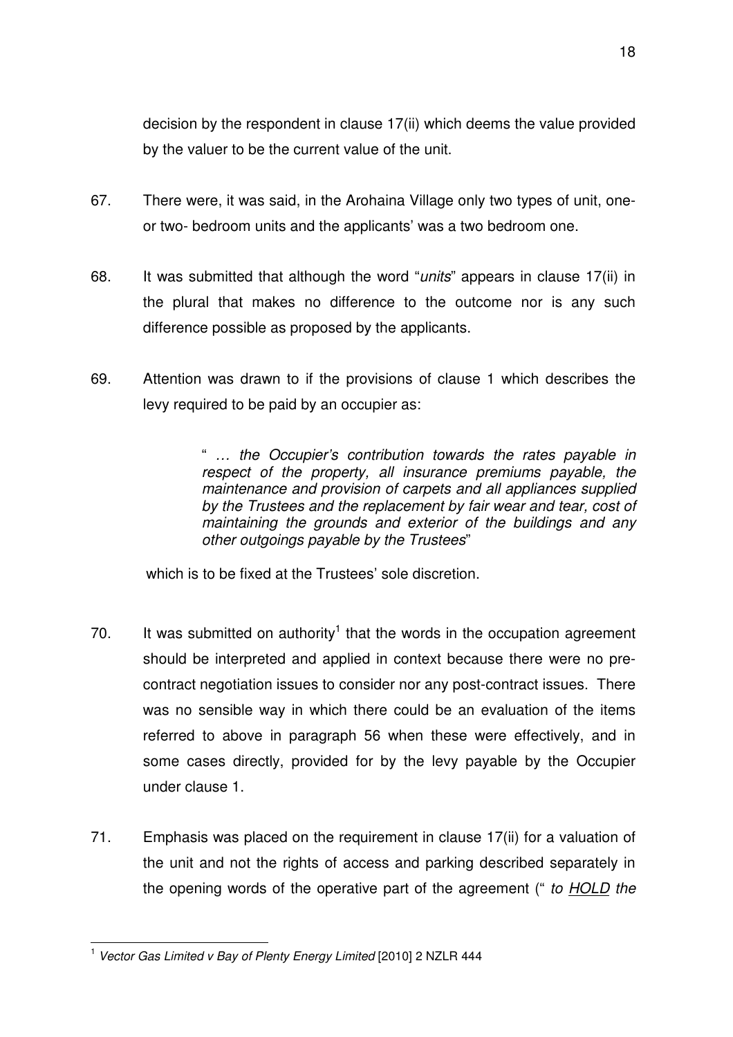decision by the respondent in clause 17(ii) which deems the value provided by the valuer to be the current value of the unit.

67. There were, it was said, in the Arohaina Village only two types of unit, one- or two- bedroom units and the applicants' was a two bedroom one.

68. It was submitted that although the word "*units*" appears in clause 17(ii) in the plural that makes no difference to the outcome nor is any such difference possible as proposed by the applicants.

69. Attention was drawn to if the provisions of clause 1 which describes the levy required to be paid by an occupier as:

> " *… the Occupier's contribution towards the rates payable in respect of the property, all insurance premiums payable, the maintenance and provision of carpets and all appliances supplied by the Trustees and the replacement by fair wear and tear, cost of maintaining the grounds and exterior of the buildings and any other outgoings payable by the Trustees*"

which is to be fixed at the Trustees' sole discretion.

70. It was submitted on authority[1] that the words in the occupation agreement should be interpreted and applied in context because there were no pre-contract negotiation issues to consider nor any post-contract issues. There was no sensible way in which there could be an evaluation of the items referred to above in paragraph 56 when these were effectively, and in some cases directly, provided for by the levy payable by the Occupier under clause 1.

71. Emphasis was placed on the requirement in clause 17(ii) for a valuation of the unit and not the rights of access and parking described separately in the opening words of the operative part of the agreement (" *to HOLD the*

---

[1] *Vector Gas Limited v Bay of Plenty Energy Limited* [2010] 2 NZLR 444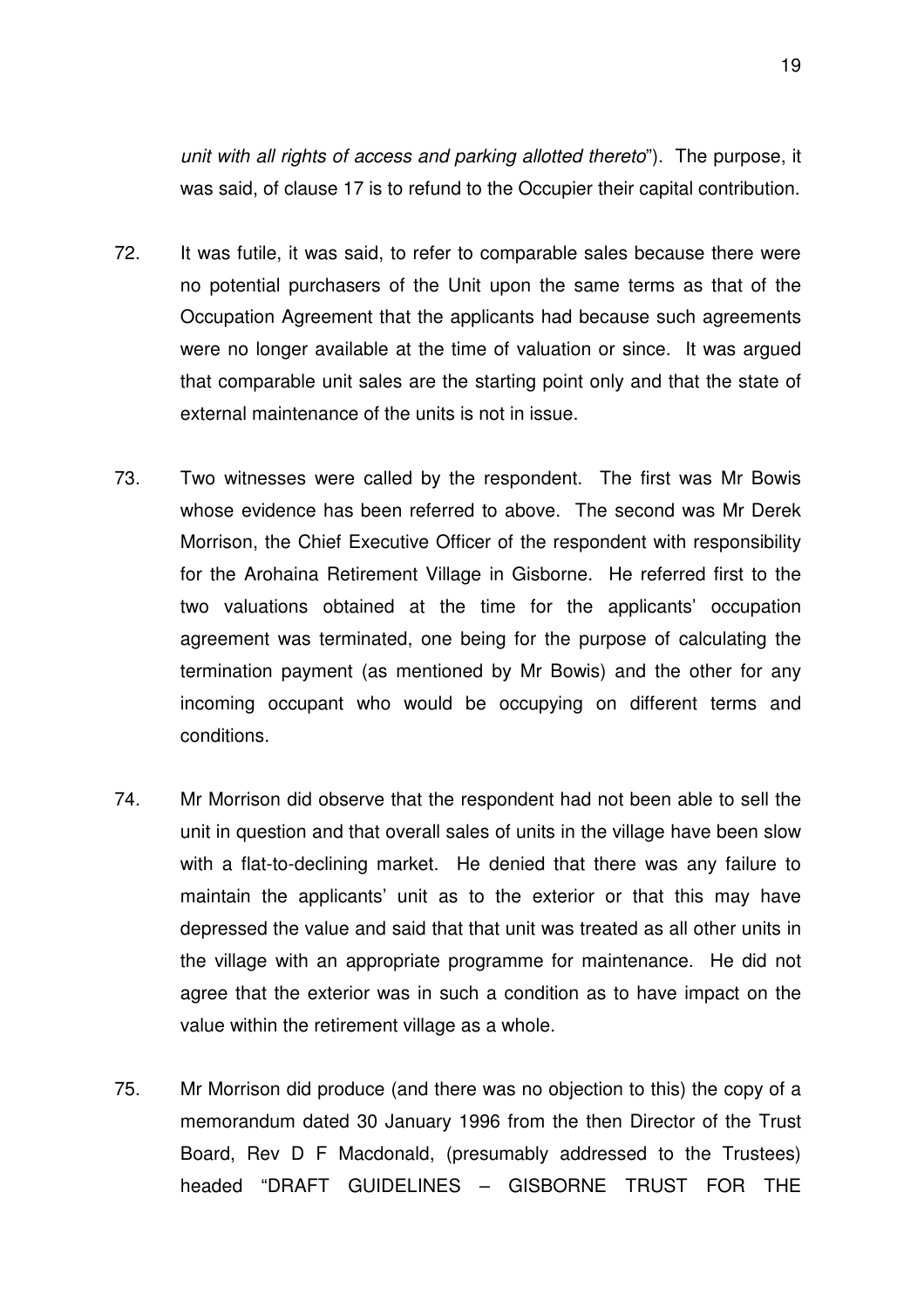*unit with all rights of access and parking allotted thereto*"). The purpose, it was said, of clause 17 is to refund to the Occupier their capital contribution.

72. It was futile, it was said, to refer to comparable sales because there were no potential purchasers of the Unit upon the same terms as that of the Occupation Agreement that the applicants had because such agreements were no longer available at the time of valuation or since. It was argued that comparable unit sales are the starting point only and that the state of external maintenance of the units is not in issue.

73. Two witnesses were called by the respondent. The first was Mr Bowis whose evidence has been referred to above. The second was Mr Derek Morrison, the Chief Executive Officer of the respondent with responsibility for the Arohaina Retirement Village in Gisborne. He referred first to the two valuations obtained at the time for the applicants' occupation agreement was terminated, one being for the purpose of calculating the termination payment (as mentioned by Mr Bowis) and the other for any incoming occupant who would be occupying on different terms and conditions.

74. Mr Morrison did observe that the respondent had not been able to sell the unit in question and that overall sales of units in the village have been slow with a flat-to-declining market. He denied that there was any failure to maintain the applicants' unit as to the exterior or that this may have depressed the value and said that that unit was treated as all other units in the village with an appropriate programme for maintenance. He did not agree that the exterior was in such a condition as to have impact on the value within the retirement village as a whole.

75. Mr Morrison did produce (and there was no objection to this) the copy of a memorandum dated 30 January 1996 from the then Director of the Trust Board, Rev D F Macdonald, (presumably addressed to the Trustees) headed "DRAFT GUIDELINES – GISBORNE TRUST FOR THE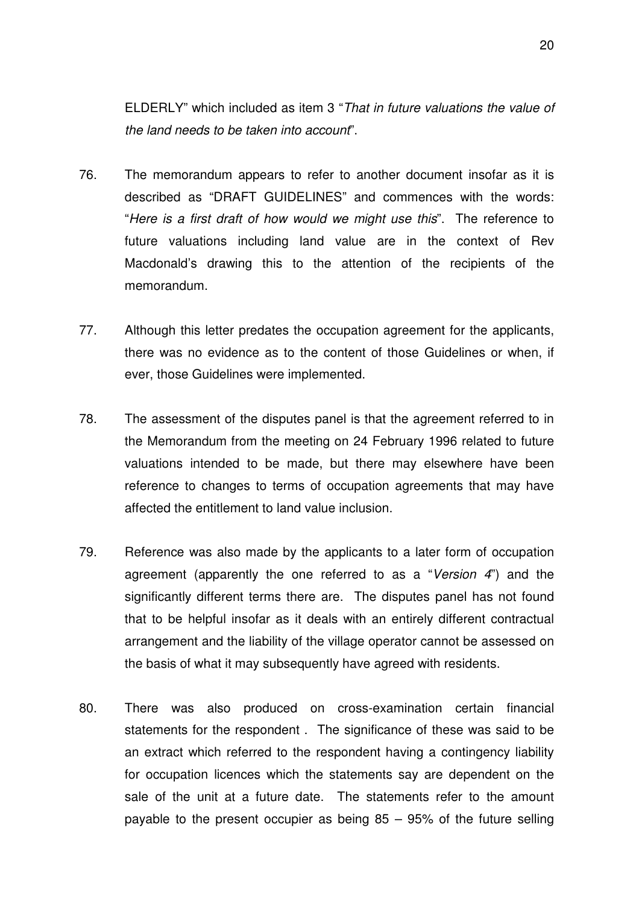ELDERLY" which included as item 3 "*That in future valuations the value of the land needs to be taken into account*".

76. The memorandum appears to refer to another document insofar as it is described as "DRAFT GUIDELINES" and commences with the words: "*Here is a first draft of how would we might use this*". The reference to future valuations including land value are in the context of Rev Macdonald's drawing this to the attention of the recipients of the memorandum.

77. Although this letter predates the occupation agreement for the applicants, there was no evidence as to the content of those Guidelines or when, if ever, those Guidelines were implemented.

78. The assessment of the disputes panel is that the agreement referred to in the Memorandum from the meeting on 24 February 1996 related to future valuations intended to be made, but there may elsewhere have been reference to changes to terms of occupation agreements that may have affected the entitlement to land value inclusion.

79. Reference was also made by the applicants to a later form of occupation agreement (apparently the one referred to as a "*Version 4*") and the significantly different terms there are. The disputes panel has not found that to be helpful insofar as it deals with an entirely different contractual arrangement and the liability of the village operator cannot be assessed on the basis of what it may subsequently have agreed with residents.

80. There was also produced on cross-examination certain financial statements for the respondent . The significance of these was said to be an extract which referred to the respondent having a contingency liability for occupation licences which the statements say are dependent on the sale of the unit at a future date. The statements refer to the amount payable to the present occupier as being 85 – 95% of the future selling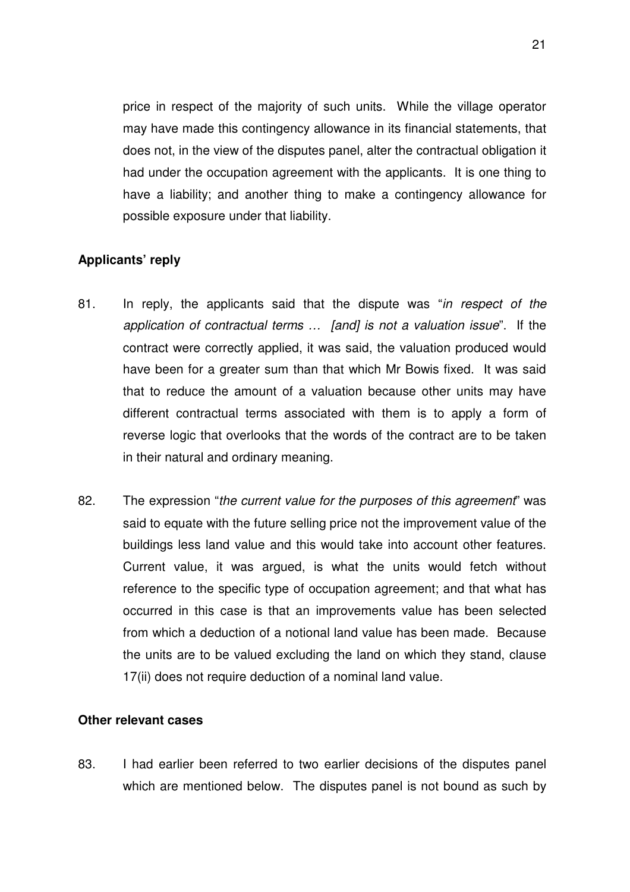price in respect of the majority of such units. While the village operator may have made this contingency allowance in its financial statements, that does not, in the view of the disputes panel, alter the contractual obligation it had under the occupation agreement with the applicants. It is one thing to have a liability; and another thing to make a contingency allowance for possible exposure under that liability.

**Applicants' reply**

81. In reply, the applicants said that the dispute was "*in respect of the application of contractual terms … [and] is not a valuation issue*". If the contract were correctly applied, it was said, the valuation produced would have been for a greater sum than that which Mr Bowis fixed. It was said that to reduce the amount of a valuation because other units may have different contractual terms associated with them is to apply a form of reverse logic that overlooks that the words of the contract are to be taken in their natural and ordinary meaning.

82. The expression "*the current value for the purposes of this agreement*" was said to equate with the future selling price not the improvement value of the buildings less land value and this would take into account other features. Current value, it was argued, is what the units would fetch without reference to the specific type of occupation agreement; and that what has occurred in this case is that an improvements value has been selected from which a deduction of a notional land value has been made. Because the units are to be valued excluding the land on which they stand, clause 17(ii) does not require deduction of a nominal land value.

**Other relevant cases**

83. I had earlier been referred to two earlier decisions of the disputes panel which are mentioned below. The disputes panel is not bound as such by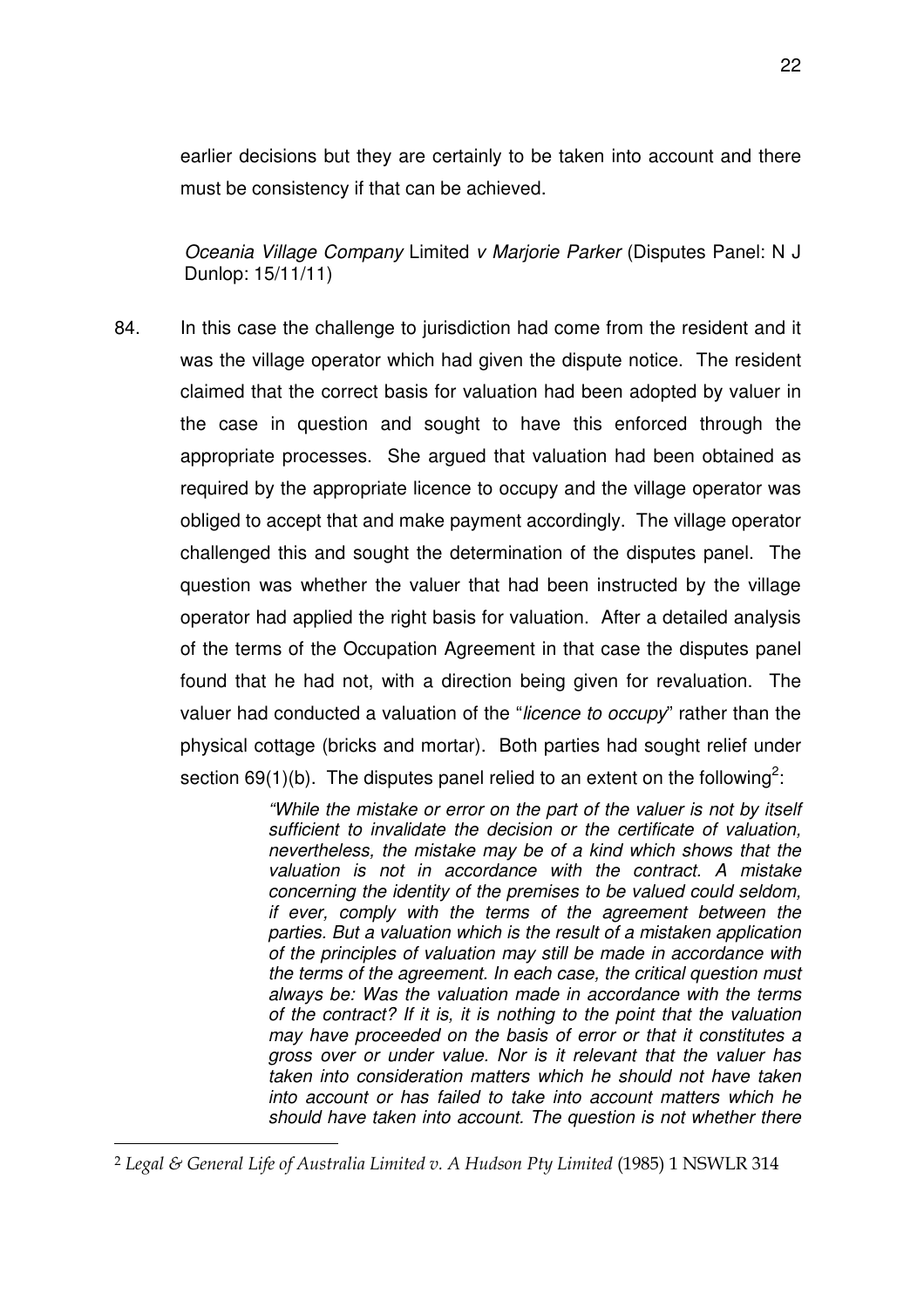earlier decisions but they are certainly to be taken into account and there must be consistency if that can be achieved.

*Oceania Village Company* Limited *v Marjorie Parker* (Disputes Panel: N J Dunlop: 15/11/11)

84. In this case the challenge to jurisdiction had come from the resident and it was the village operator which had given the dispute notice. The resident claimed that the correct basis for valuation had been adopted by valuer in the case in question and sought to have this enforced through the appropriate processes. She argued that valuation had been obtained as required by the appropriate licence to occupy and the village operator was obliged to accept that and make payment accordingly. The village operator challenged this and sought the determination of the disputes panel. The question was whether the valuer that had been instructed by the village operator had applied the right basis for valuation. After a detailed analysis of the terms of the Occupation Agreement in that case the disputes panel found that he had not, with a direction being given for revaluation. The valuer had conducted a valuation of the "*licence to occupy*" rather than the physical cottage (bricks and mortar). Both parties had sought relief under section 69(1)(b). The disputes panel relied to an extent on the following[2]:

> *"While the mistake or error on the part of the valuer is not by itself sufficient to invalidate the decision or the certificate of valuation, nevertheless, the mistake may be of a kind which shows that the valuation is not in accordance with the contract. A mistake concerning the identity of the premises to be valued could seldom, if ever, comply with the terms of the agreement between the parties. But a valuation which is the result of a mistaken application of the principles of valuation may still be made in accordance with the terms of the agreement. In each case, the critical question must always be: Was the valuation made in accordance with the terms of the contract? If it is, it is nothing to the point that the valuation may have proceeded on the basis of error or that it constitutes a gross over or under value. Nor is it relevant that the valuer has taken into consideration matters which he should not have taken into account or has failed to take into account matters which he should have taken into account. The question is not whether there*

---

[2] *Legal & General Life of Australia Limited v. A Hudson Pty Limited* (1985) 1 NSWLR 314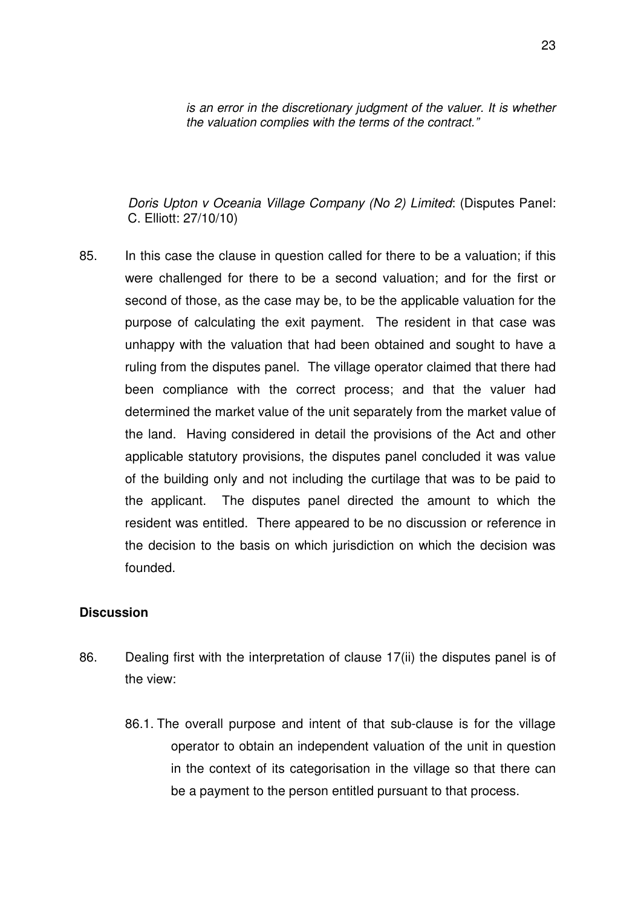*is an error in the discretionary judgment of the valuer. It is whether the valuation complies with the terms of the contract."*

*Doris Upton v Oceania Village Company (No 2) Limited*: (Disputes Panel: C. Elliott: 27/10/10)

85. In this case the clause in question called for there to be a valuation; if this were challenged for there to be a second valuation; and for the first or second of those, as the case may be, to be the applicable valuation for the purpose of calculating the exit payment. The resident in that case was unhappy with the valuation that had been obtained and sought to have a ruling from the disputes panel. The village operator claimed that there had been compliance with the correct process; and that the valuer had determined the market value of the unit separately from the market value of the land. Having considered in detail the provisions of the Act and other applicable statutory provisions, the disputes panel concluded it was value of the building only and not including the curtilage that was to be paid to the applicant. The disputes panel directed the amount to which the resident was entitled. There appeared to be no discussion or reference in the decision to the basis on which jurisdiction on which the decision was founded.

**Discussion**

86. Dealing first with the interpretation of clause 17(ii) the disputes panel is of the view:

    86.1. The overall purpose and intent of that sub-clause is for the village operator to obtain an independent valuation of the unit in question in the context of its categorisation in the village so that there can be a payment to the person entitled pursuant to that process.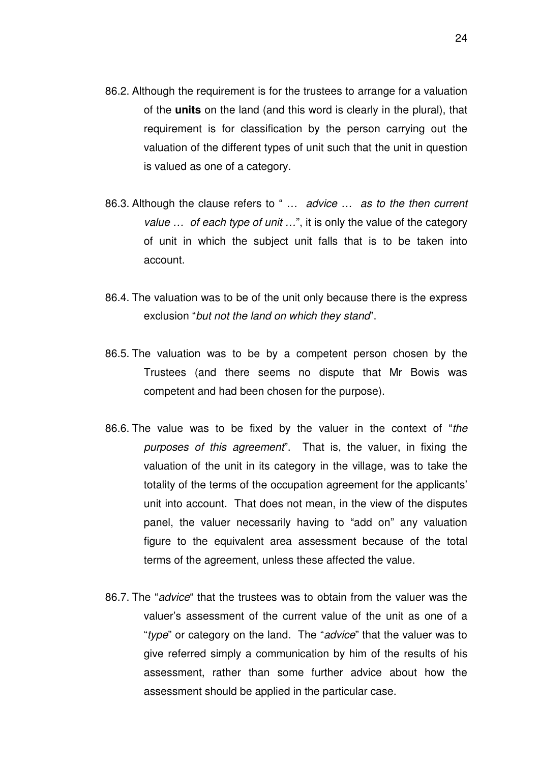86.2. Although the requirement is for the trustees to arrange for a valuation of the **units** on the land (and this word is clearly in the plural), that requirement is for classification by the person carrying out the valuation of the different types of unit such that the unit in question is valued as one of a category.

86.3. Although the clause refers to " *… advice … as to the then current value … of each type of unit …*", it is only the value of the category of unit in which the subject unit falls that is to be taken into account.

86.4. The valuation was to be of the unit only because there is the express exclusion "*but not the land on which they stand*".

86.5. The valuation was to be by a competent person chosen by the Trustees (and there seems no dispute that Mr Bowis was competent and had been chosen for the purpose).

86.6. The value was to be fixed by the valuer in the context of "*the purposes of this agreement*". That is, the valuer, in fixing the valuation of the unit in its category in the village, was to take the totality of the terms of the occupation agreement for the applicants' unit into account. That does not mean, in the view of the disputes panel, the valuer necessarily having to "add on" any valuation figure to the equivalent area assessment because of the total terms of the agreement, unless these affected the value.

86.7. The "*advice*" that the trustees was to obtain from the valuer was the valuer's assessment of the current value of the unit as one of a "*type*" or category on the land. The "*advice*" that the valuer was to give referred simply a communication by him of the results of his assessment, rather than some further advice about how the assessment should be applied in the particular case.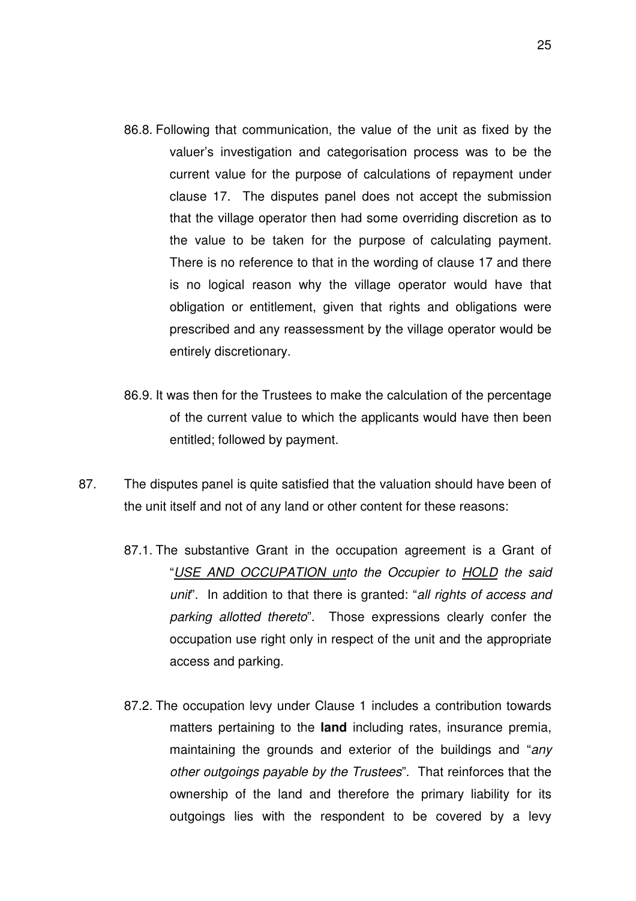86.8. Following that communication, the value of the unit as fixed by the valuer's investigation and categorisation process was to be the current value for the purpose of calculations of repayment under clause 17. The disputes panel does not accept the submission that the village operator then had some overriding discretion as to the value to be taken for the purpose of calculating payment. There is no reference to that in the wording of clause 17 and there is no logical reason why the village operator would have that obligation or entitlement, given that rights and obligations were prescribed and any reassessment by the village operator would be entirely discretionary.

86.9. It was then for the Trustees to make the calculation of the percentage of the current value to which the applicants would have then been entitled; followed by payment.

87. The disputes panel is quite satisfied that the valuation should have been of the unit itself and not of any land or other content for these reasons:

87.1. The substantive Grant in the occupation agreement is a Grant of "*USE AND OCCUPATION unto the Occupier to HOLD the said unit*". In addition to that there is granted: "*all rights of access and parking allotted thereto*". Those expressions clearly confer the occupation use right only in respect of the unit and the appropriate access and parking.

87.2. The occupation levy under Clause 1 includes a contribution towards matters pertaining to the **land** including rates, insurance premia, maintaining the grounds and exterior of the buildings and "*any other outgoings payable by the Trustees*". That reinforces that the ownership of the land and therefore the primary liability for its outgoings lies with the respondent to be covered by a levy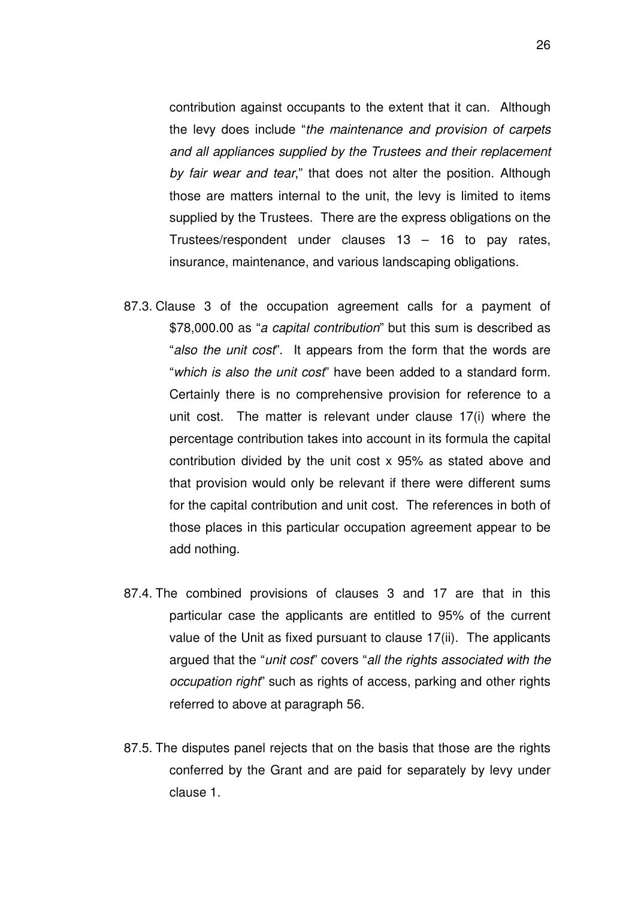contribution against occupants to the extent that it can. Although the levy does include "*the maintenance and provision of carpets and all appliances supplied by the Trustees and their replacement by fair wear and tear*," that does not alter the position. Although those are matters internal to the unit, the levy is limited to items supplied by the Trustees. There are the express obligations on the Trustees/respondent under clauses 13 – 16 to pay rates, insurance, maintenance, and various landscaping obligations.

87.3. Clause 3 of the occupation agreement calls for a payment of $78,000.00 as "*a capital contribution*" but this sum is described as "*also the unit cost*". It appears from the form that the words are "*which is also the unit cost*" have been added to a standard form. Certainly there is no comprehensive provision for reference to a unit cost. The matter is relevant under clause 17(i) where the percentage contribution takes into account in its formula the capital contribution divided by the unit cost x 95% as stated above and that provision would only be relevant if there were different sums for the capital contribution and unit cost. The references in both of those places in this particular occupation agreement appear to be add nothing.

87.4. The combined provisions of clauses 3 and 17 are that in this particular case the applicants are entitled to 95% of the current value of the Unit as fixed pursuant to clause 17(ii). The applicants argued that the "*unit cost*" covers "*all the rights associated with the occupation right*" such as rights of access, parking and other rights referred to above at paragraph 56.

87.5. The disputes panel rejects that on the basis that those are the rights conferred by the Grant and are paid for separately by levy under clause 1.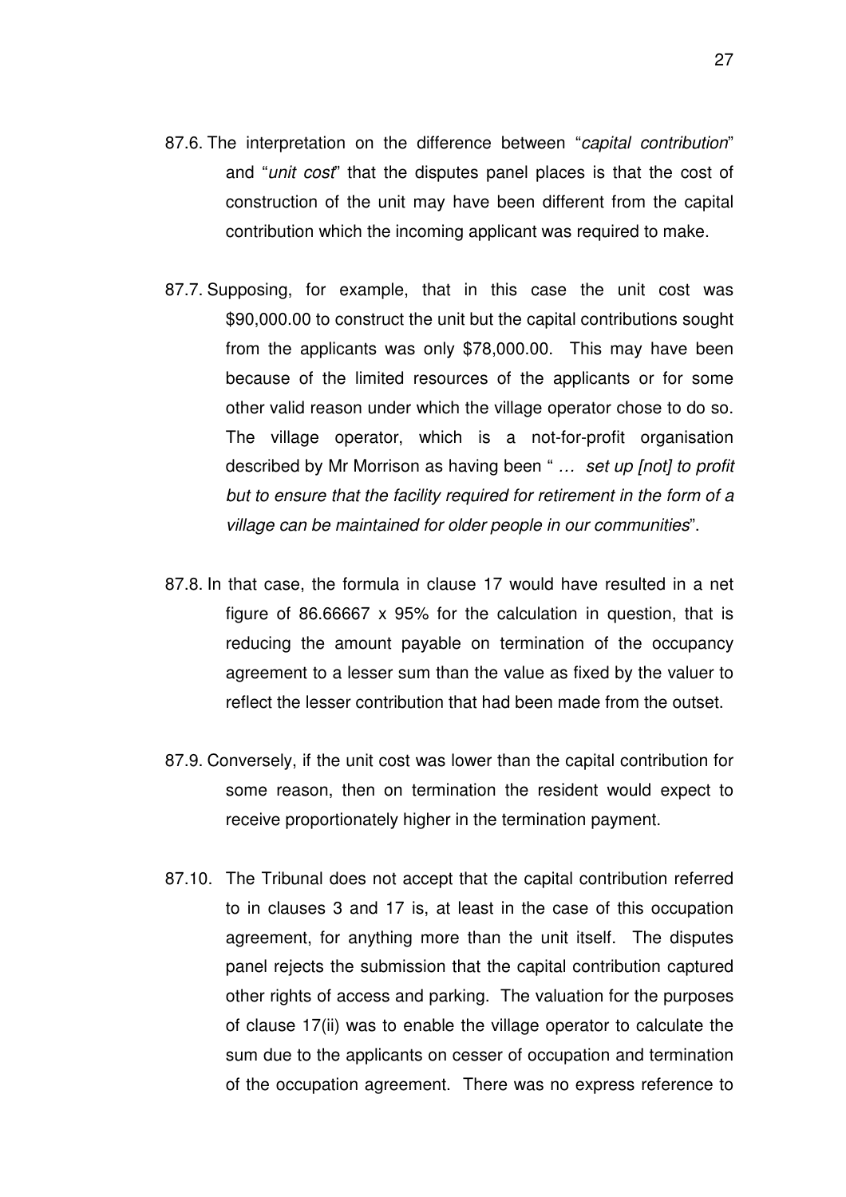87.6. The interpretation on the difference between "*capital contribution*" and "*unit cost*" that the disputes panel places is that the cost of construction of the unit may have been different from the capital contribution which the incoming applicant was required to make.

87.7. Supposing, for example, that in this case the unit cost was $90,000.00 to construct the unit but the capital contributions sought from the applicants was only $78,000.00. This may have been because of the limited resources of the applicants or for some other valid reason under which the village operator chose to do so. The village operator, which is a not-for-profit organisation described by Mr Morrison as having been " *… set up [not] to profit but to ensure that the facility required for retirement in the form of a village can be maintained for older people in our communities*".

87.8. In that case, the formula in clause 17 would have resulted in a net figure of 86.66667 x 95% for the calculation in question, that is reducing the amount payable on termination of the occupancy agreement to a lesser sum than the value as fixed by the valuer to reflect the lesser contribution that had been made from the outset.

87.9. Conversely, if the unit cost was lower than the capital contribution for some reason, then on termination the resident would expect to receive proportionately higher in the termination payment.

87.10. The Tribunal does not accept that the capital contribution referred to in clauses 3 and 17 is, at least in the case of this occupation agreement, for anything more than the unit itself. The disputes panel rejects the submission that the capital contribution captured other rights of access and parking. The valuation for the purposes of clause 17(ii) was to enable the village operator to calculate the sum due to the applicants on cesser of occupation and termination of the occupation agreement. There was no express reference to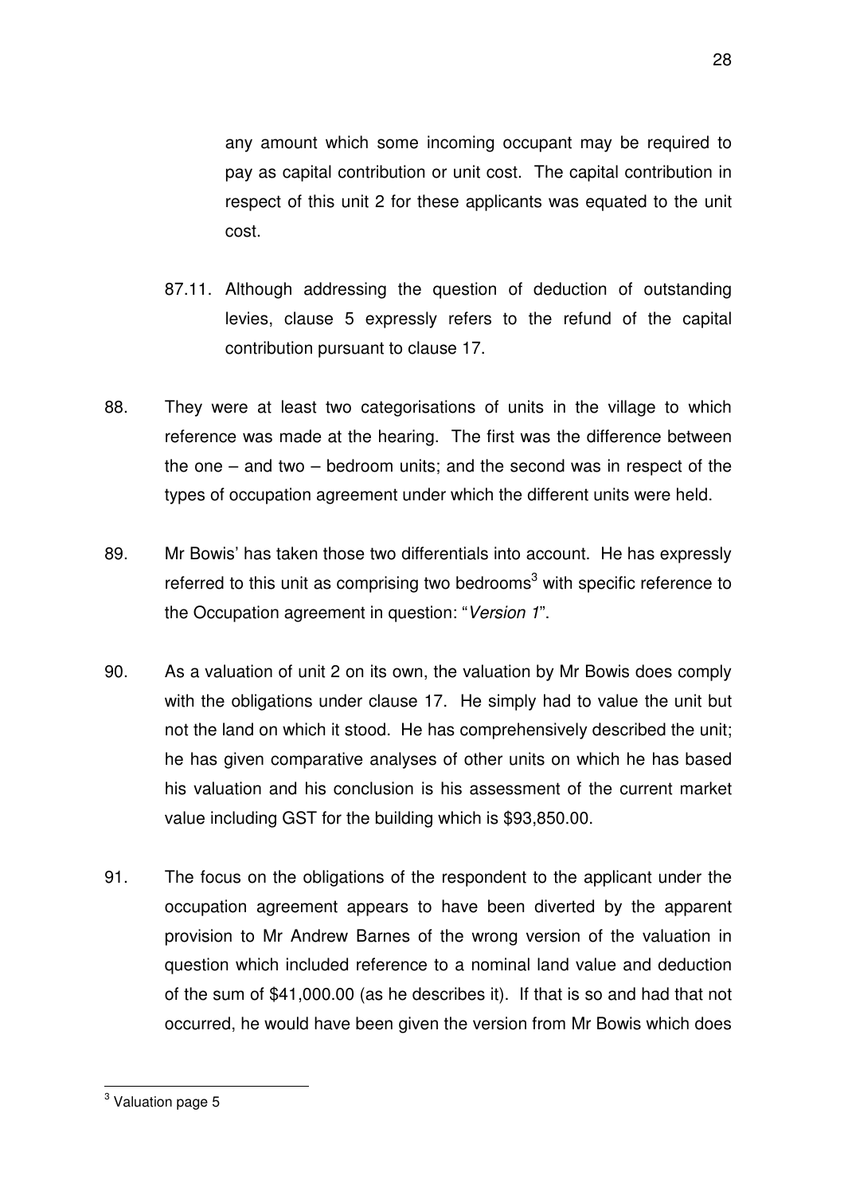any amount which some incoming occupant may be required to pay as capital contribution or unit cost. The capital contribution in respect of this unit 2 for these applicants was equated to the unit cost.

87.11. Although addressing the question of deduction of outstanding levies, clause 5 expressly refers to the refund of the capital contribution pursuant to clause 17.

88. They were at least two categorisations of units in the village to which reference was made at the hearing. The first was the difference between the one – and two – bedroom units; and the second was in respect of the types of occupation agreement under which the different units were held.

89. Mr Bowis' has taken those two differentials into account. He has expressly referred to this unit as comprising two bedrooms[3] with specific reference to the Occupation agreement in question: "*Version 1*".

90. As a valuation of unit 2 on its own, the valuation by Mr Bowis does comply with the obligations under clause 17. He simply had to value the unit but not the land on which it stood. He has comprehensively described the unit; he has given comparative analyses of other units on which he has based his valuation and his conclusion is his assessment of the current market value including GST for the building which is $93,850.00.

91. The focus on the obligations of the respondent to the applicant under the occupation agreement appears to have been diverted by the apparent provision to Mr Andrew Barnes of the wrong version of the valuation in question which included reference to a nominal land value and deduction of the sum of $41,000.00 (as he describes it). If that is so and had that not occurred, he would have been given the version from Mr Bowis which does

---

[3] Valuation page 5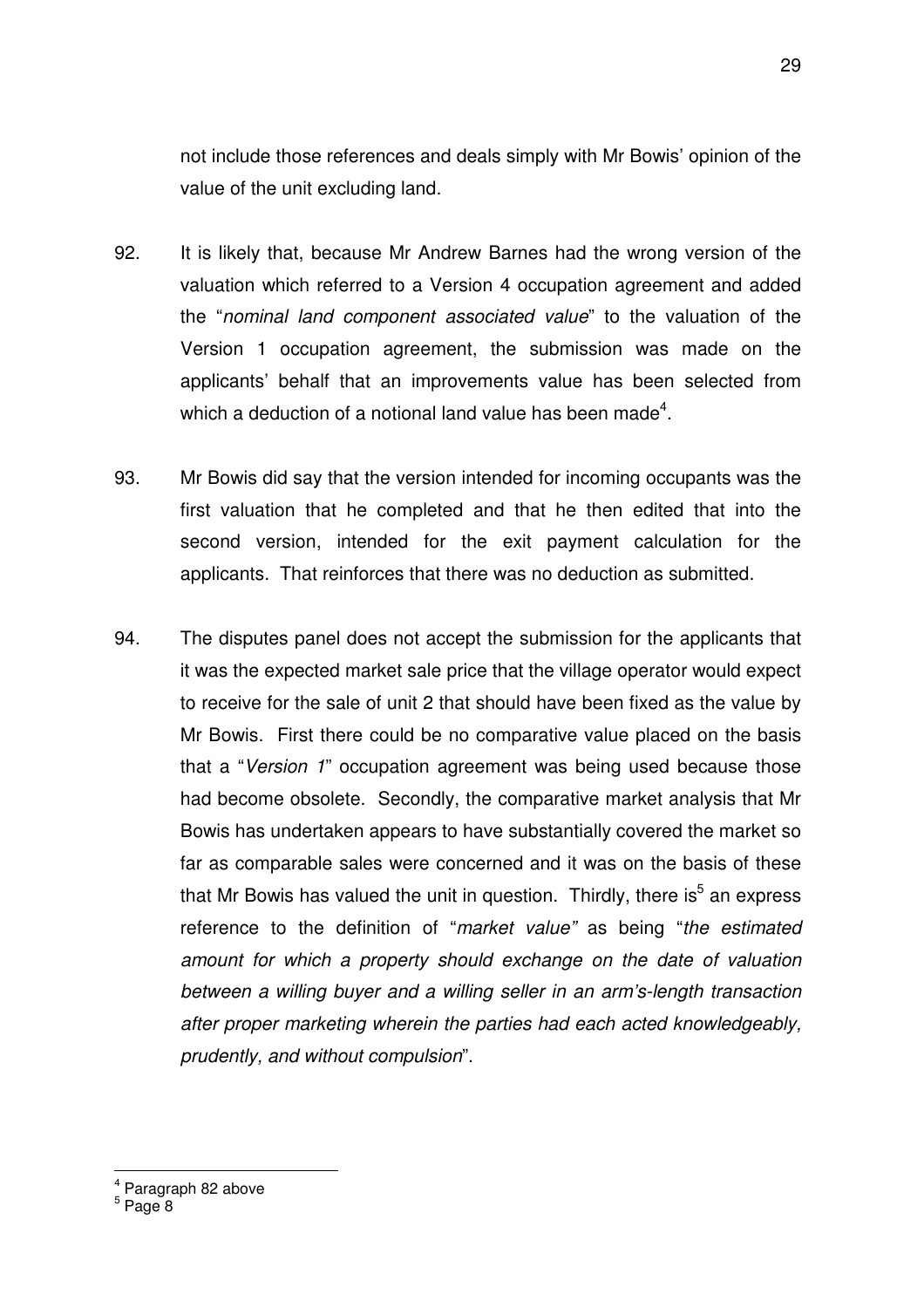not include those references and deals simply with Mr Bowis' opinion of the value of the unit excluding land.

92. It is likely that, because Mr Andrew Barnes had the wrong version of the valuation which referred to a Version 4 occupation agreement and added the "*nominal land component associated value*" to the valuation of the Version 1 occupation agreement, the submission was made on the applicants' behalf that an improvements value has been selected from which a deduction of a notional land value has been made[4].

93. Mr Bowis did say that the version intended for incoming occupants was the first valuation that he completed and that he then edited that into the second version, intended for the exit payment calculation for the applicants. That reinforces that there was no deduction as submitted.

94. The disputes panel does not accept the submission for the applicants that it was the expected market sale price that the village operator would expect to receive for the sale of unit 2 that should have been fixed as the value by Mr Bowis. First there could be no comparative value placed on the basis that a "*Version 1*" occupation agreement was being used because those had become obsolete. Secondly, the comparative market analysis that Mr Bowis has undertaken appears to have substantially covered the market so far as comparable sales were concerned and it was on the basis of these that Mr Bowis has valued the unit in question. Thirdly, there is[5] an express reference to the definition of "*market value*" as being "*the estimated amount for which a property should exchange on the date of valuation between a willing buyer and a willing seller in an arm's-length transaction after proper marketing wherein the parties had each acted knowledgeably, prudently, and without compulsion*".

---

[4] Paragraph 82 above
[5] Page 8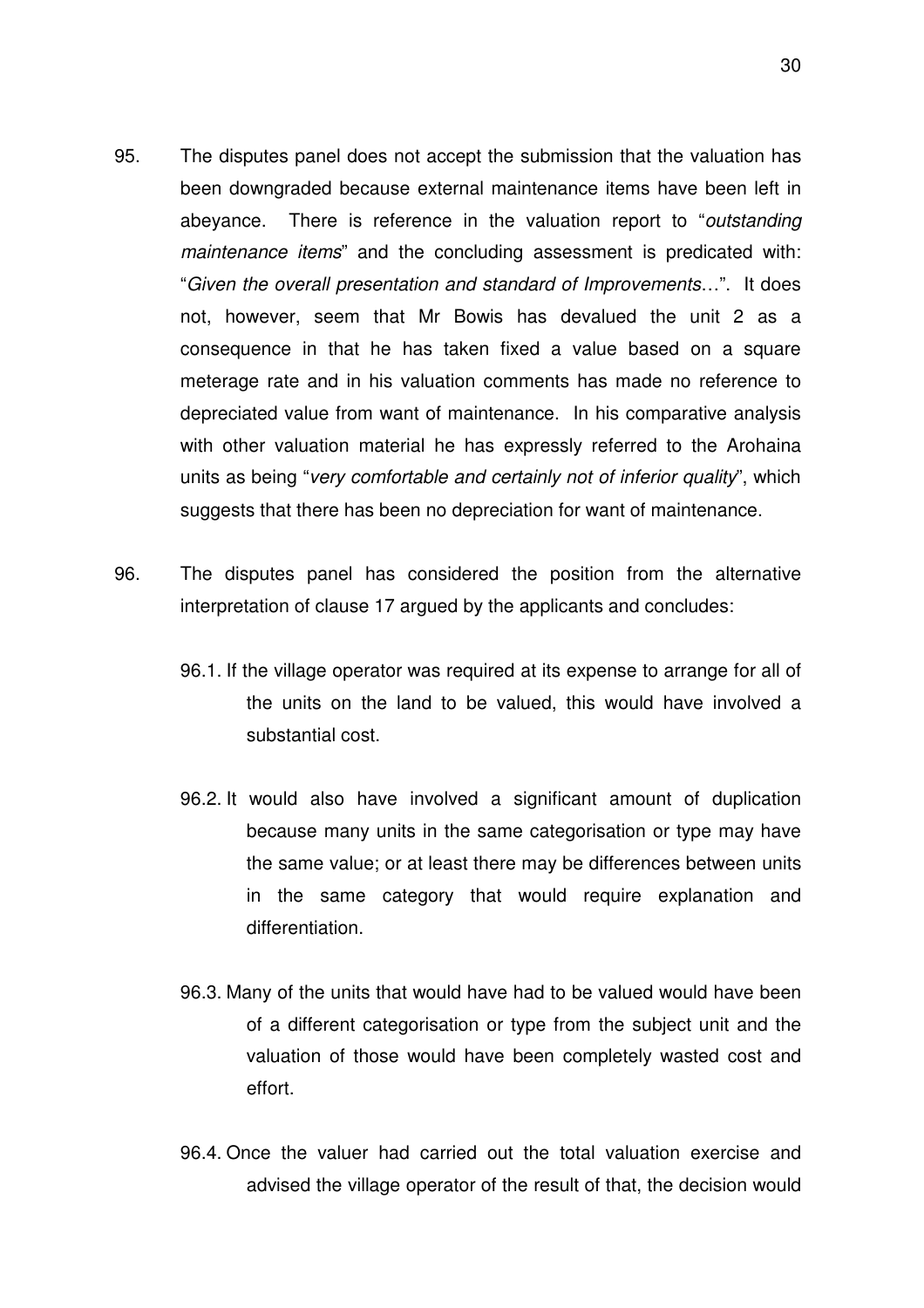95. The disputes panel does not accept the submission that the valuation has been downgraded because external maintenance items have been left in abeyance. There is reference in the valuation report to "*outstanding maintenance items*" and the concluding assessment is predicated with: "*Given the overall presentation and standard of Improvements*…". It does not, however, seem that Mr Bowis has devalued the unit 2 as a consequence in that he has taken fixed a value based on a square meterage rate and in his valuation comments has made no reference to depreciated value from want of maintenance. In his comparative analysis with other valuation material he has expressly referred to the Arohaina units as being "*very comfortable and certainly not of inferior quality*", which suggests that there has been no depreciation for want of maintenance.

96. The disputes panel has considered the position from the alternative interpretation of clause 17 argued by the applicants and concludes:

    96.1. If the village operator was required at its expense to arrange for all of the units on the land to be valued, this would have involved a substantial cost.

    96.2. It would also have involved a significant amount of duplication because many units in the same categorisation or type may have the same value; or at least there may be differences between units in the same category that would require explanation and differentiation.

    96.3. Many of the units that would have had to be valued would have been of a different categorisation or type from the subject unit and the valuation of those would have been completely wasted cost and effort.

    96.4. Once the valuer had carried out the total valuation exercise and advised the village operator of the result of that, the decision would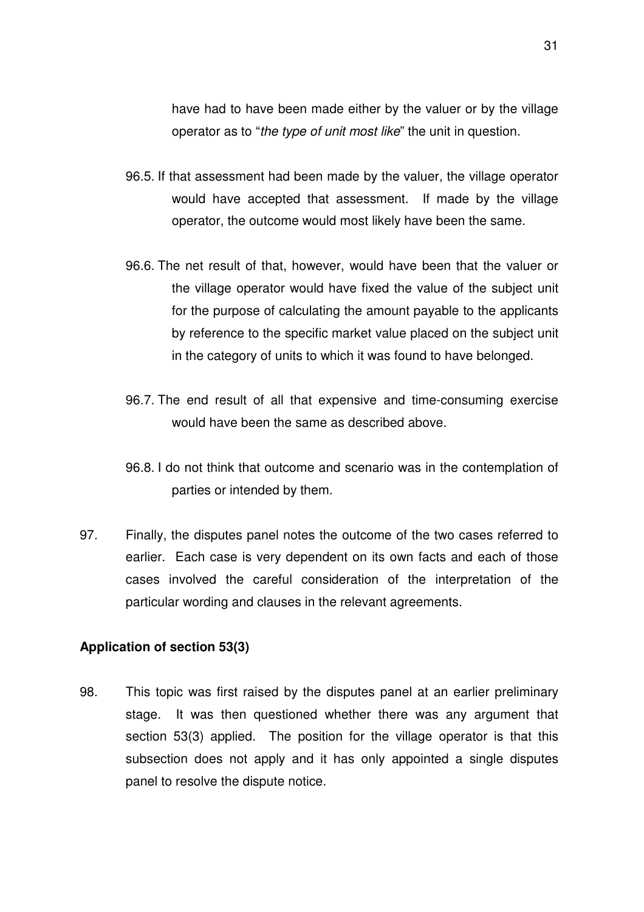have had to have been made either by the valuer or by the village operator as to "*the type of unit most like*" the unit in question.

96.5. If that assessment had been made by the valuer, the village operator would have accepted that assessment. If made by the village operator, the outcome would most likely have been the same.

96.6. The net result of that, however, would have been that the valuer or the village operator would have fixed the value of the subject unit for the purpose of calculating the amount payable to the applicants by reference to the specific market value placed on the subject unit in the category of units to which it was found to have belonged.

96.7. The end result of all that expensive and time-consuming exercise would have been the same as described above.

96.8. I do not think that outcome and scenario was in the contemplation of parties or intended by them.

97. Finally, the disputes panel notes the outcome of the two cases referred to earlier. Each case is very dependent on its own facts and each of those cases involved the careful consideration of the interpretation of the particular wording and clauses in the relevant agreements.

**Application of section 53(3)**

98. This topic was first raised by the disputes panel at an earlier preliminary stage. It was then questioned whether there was any argument that section 53(3) applied. The position for the village operator is that this subsection does not apply and it has only appointed a single disputes panel to resolve the dispute notice.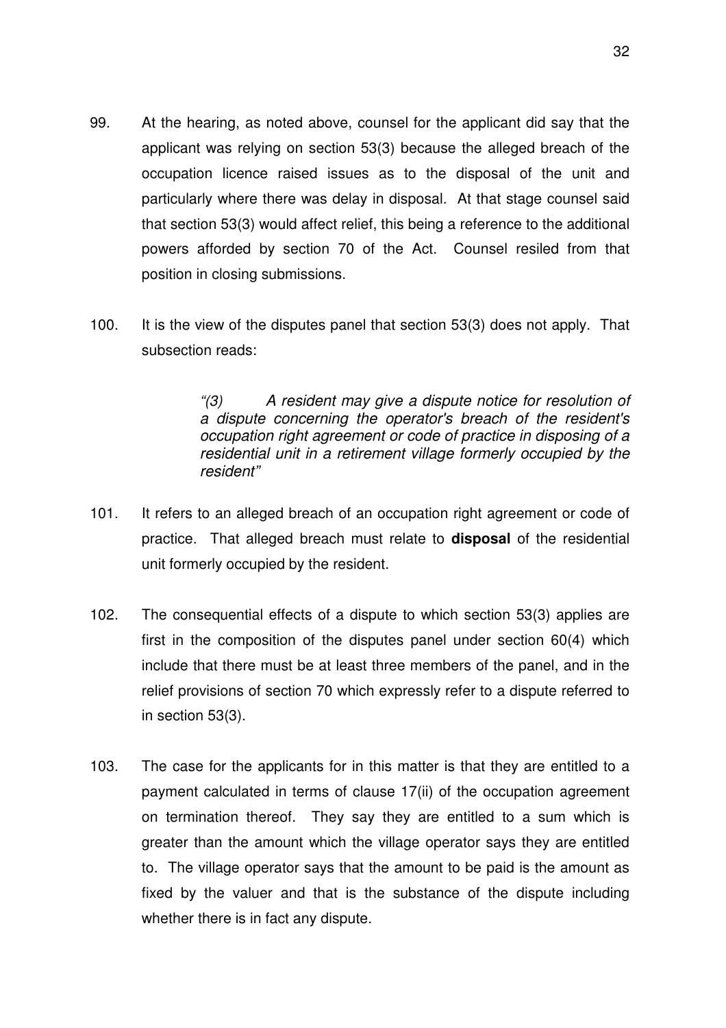99. At the hearing, as noted above, counsel for the applicant did say that the applicant was relying on section 53(3) because the alleged breach of the occupation licence raised issues as to the disposal of the unit and particularly where there was delay in disposal. At that stage counsel said that section 53(3) would affect relief, this being a reference to the additional powers afforded by section 70 of the Act. Counsel resiled from that position in closing submissions.

100. It is the view of the disputes panel that section 53(3) does not apply. That subsection reads:

> *"(3) A resident may give a dispute notice for resolution of a dispute concerning the operator's breach of the resident's occupation right agreement or code of practice in disposing of a residential unit in a retirement village formerly occupied by the resident"*

101. It refers to an alleged breach of an occupation right agreement or code of practice. That alleged breach must relate to **disposal** of the residential unit formerly occupied by the resident.

102. The consequential effects of a dispute to which section 53(3) applies are first in the composition of the disputes panel under section 60(4) which include that there must be at least three members of the panel, and in the relief provisions of section 70 which expressly refer to a dispute referred to in section 53(3).

103. The case for the applicants for in this matter is that they are entitled to a payment calculated in terms of clause 17(ii) of the occupation agreement on termination thereof. They say they are entitled to a sum which is greater than the amount which the village operator says they are entitled to. The village operator says that the amount to be paid is the amount as fixed by the valuer and that is the substance of the dispute including whether there is in fact any dispute.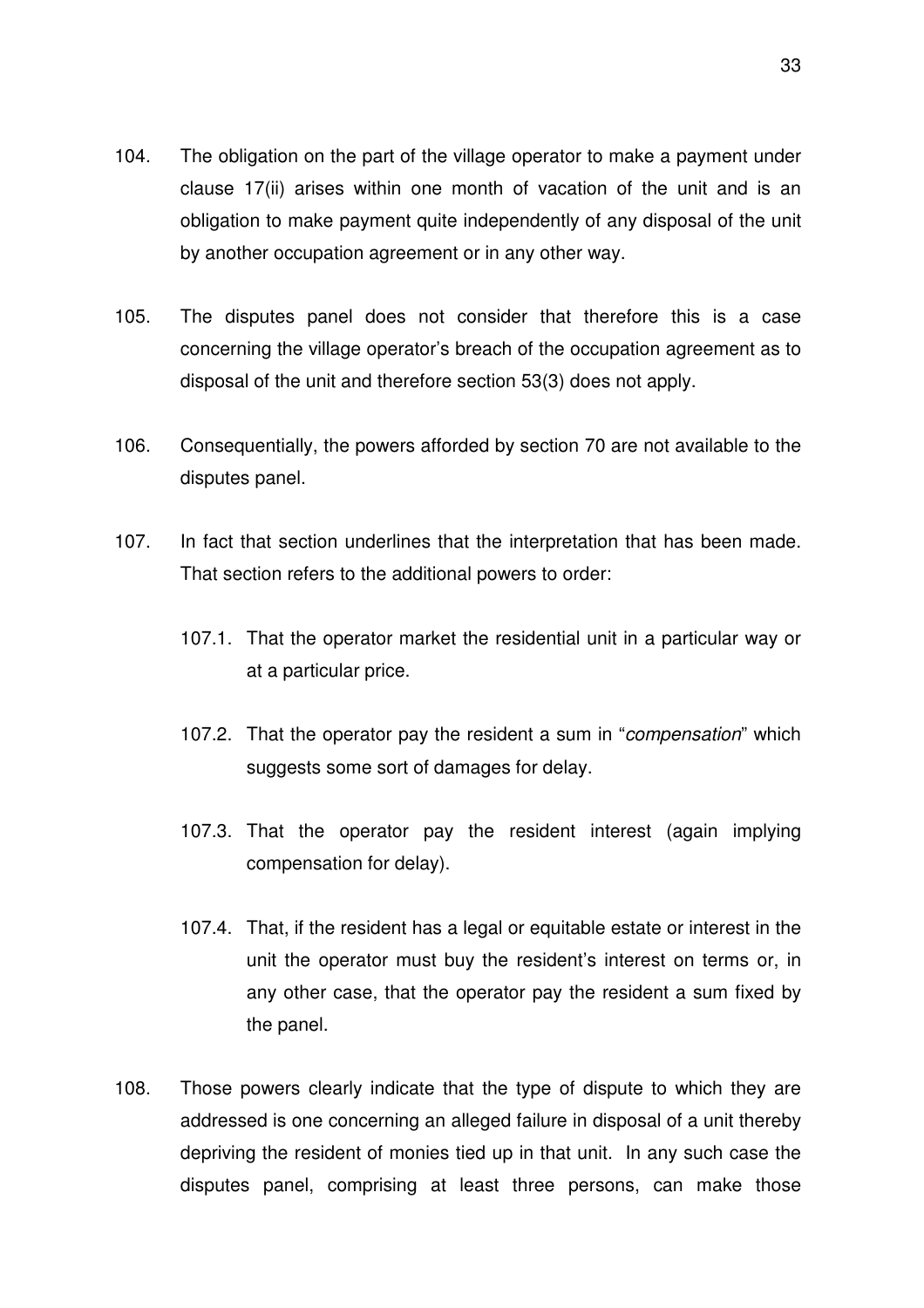104. The obligation on the part of the village operator to make a payment under clause 17(ii) arises within one month of vacation of the unit and is an obligation to make payment quite independently of any disposal of the unit by another occupation agreement or in any other way.

105. The disputes panel does not consider that therefore this is a case concerning the village operator's breach of the occupation agreement as to disposal of the unit and therefore section 53(3) does not apply.

106. Consequentially, the powers afforded by section 70 are not available to the disputes panel.

107. In fact that section underlines that the interpretation that has been made. That section refers to the additional powers to order:

    107.1. That the operator market the residential unit in a particular way or at a particular price.

    107.2. That the operator pay the resident a sum in "*compensation*" which suggests some sort of damages for delay.

    107.3. That the operator pay the resident interest (again implying compensation for delay).

    107.4. That, if the resident has a legal or equitable estate or interest in the unit the operator must buy the resident's interest on terms or, in any other case, that the operator pay the resident a sum fixed by the panel.

108. Those powers clearly indicate that the type of dispute to which they are addressed is one concerning an alleged failure in disposal of a unit thereby depriving the resident of monies tied up in that unit. In any such case the disputes panel, comprising at least three persons, can make those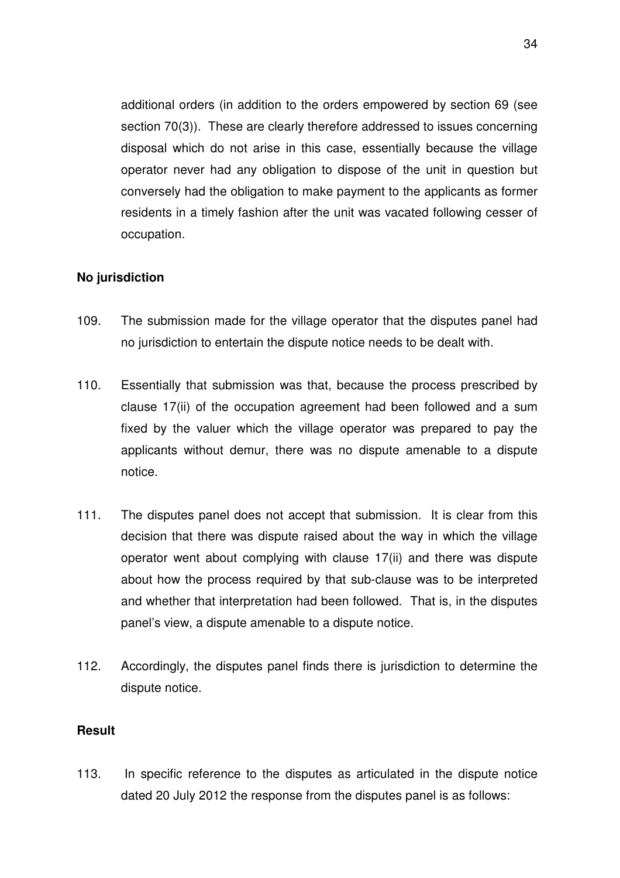additional orders (in addition to the orders empowered by section 69 (see section 70(3)). These are clearly therefore addressed to issues concerning disposal which do not arise in this case, essentially because the village operator never had any obligation to dispose of the unit in question but conversely had the obligation to make payment to the applicants as former residents in a timely fashion after the unit was vacated following cesser of occupation.

**No jurisdiction**

109. The submission made for the village operator that the disputes panel had no jurisdiction to entertain the dispute notice needs to be dealt with.

110. Essentially that submission was that, because the process prescribed by clause 17(ii) of the occupation agreement had been followed and a sum fixed by the valuer which the village operator was prepared to pay the applicants without demur, there was no dispute amenable to a dispute notice.

111. The disputes panel does not accept that submission. It is clear from this decision that there was dispute raised about the way in which the village operator went about complying with clause 17(ii) and there was dispute about how the process required by that sub-clause was to be interpreted and whether that interpretation had been followed. That is, in the disputes panel's view, a dispute amenable to a dispute notice.

112. Accordingly, the disputes panel finds there is jurisdiction to determine the dispute notice.

**Result**

113. In specific reference to the disputes as articulated in the dispute notice dated 20 July 2012 the response from the disputes panel is as follows: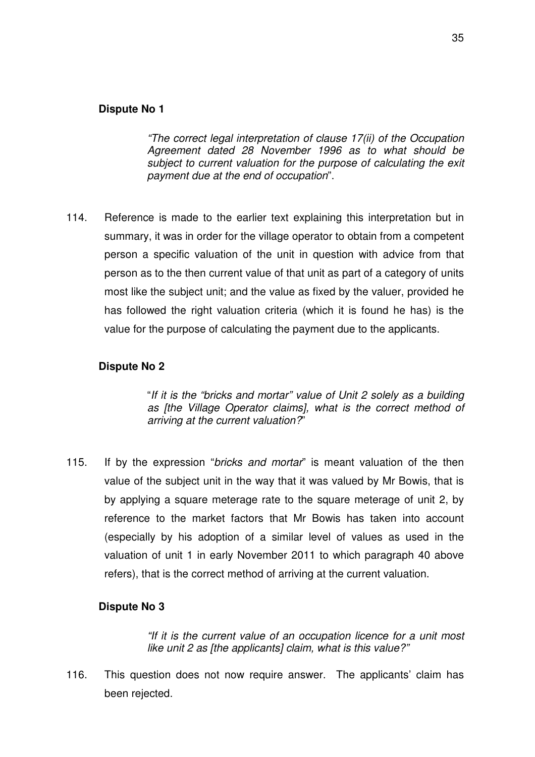**Dispute No 1**

> *"The correct legal interpretation of clause 17(ii) of the Occupation Agreement dated 28 November 1996 as to what should be subject to current valuation for the purpose of calculating the exit payment due at the end of occupation*".

114. Reference is made to the earlier text explaining this interpretation but in summary, it was in order for the village operator to obtain from a competent person a specific valuation of the unit in question with advice from that person as to the then current value of that unit as part of a category of units most like the subject unit; and the value as fixed by the valuer, provided he has followed the right valuation criteria (which it is found he has) is the value for the purpose of calculating the payment due to the applicants.

**Dispute No 2**

> "*If it is the "bricks and mortar" value of Unit 2 solely as a building as [the Village Operator claims], what is the correct method of arriving at the current valuation?*"

115. If by the expression "*bricks and mortar*" is meant valuation of the then value of the subject unit in the way that it was valued by Mr Bowis, that is by applying a square meterage rate to the square meterage of unit 2, by reference to the market factors that Mr Bowis has taken into account (especially by his adoption of a similar level of values as used in the valuation of unit 1 in early November 2011 to which paragraph 40 above refers), that is the correct method of arriving at the current valuation.

**Dispute No 3**

> *"If it is the current value of an occupation licence for a unit most like unit 2 as [the applicants] claim, what is this value?"*

116. This question does not now require answer. The applicants' claim has been rejected.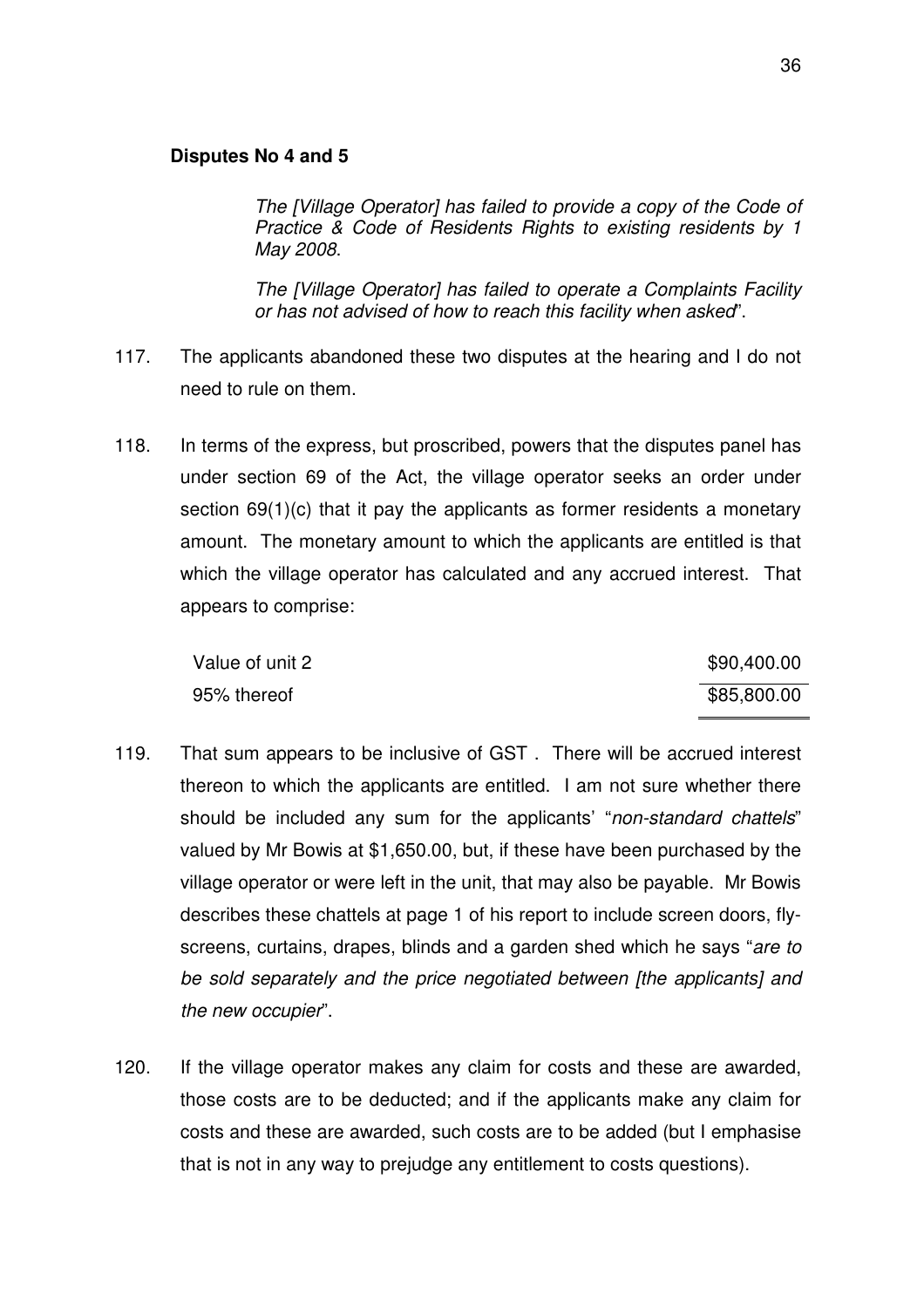**Disputes No 4 and 5**

> *The [Village Operator] has failed to provide a copy of the Code of Practice & Code of Residents Rights to existing residents by 1 May 2008.*
>
> *The [Village Operator] has failed to operate a Complaints Facility or has not advised of how to reach this facility when asked*".

117. The applicants abandoned these two disputes at the hearing and I do not need to rule on them.

118. In terms of the express, but proscribed, powers that the disputes panel has under section 69 of the Act, the village operator seeks an order under section 69(1)(c) that it pay the applicants as former residents a monetary amount. The monetary amount to which the applicants are entitled is that which the village operator has calculated and any accrued interest. That appears to comprise:

| | |
|---|---|
| Value of unit 2 | \$90,400.00 |
| 95% thereof | \$85,800.00 |

119. That sum appears to be inclusive of GST . There will be accrued interest thereon to which the applicants are entitled. I am not sure whether there should be included any sum for the applicants' "*non-standard chattels*" valued by Mr Bowis at \$1,650.00, but, if these have been purchased by the village operator or were left in the unit, that may also be payable. Mr Bowis describes these chattels at page 1 of his report to include screen doors, fly-screens, curtains, drapes, blinds and a garden shed which he says "*are to be sold separately and the price negotiated between [the applicants] and the new occupier*".

120. If the village operator makes any claim for costs and these are awarded, those costs are to be deducted; and if the applicants make any claim for costs and these are awarded, such costs are to be added (but I emphasise that is not in any way to prejudge any entitlement to costs questions).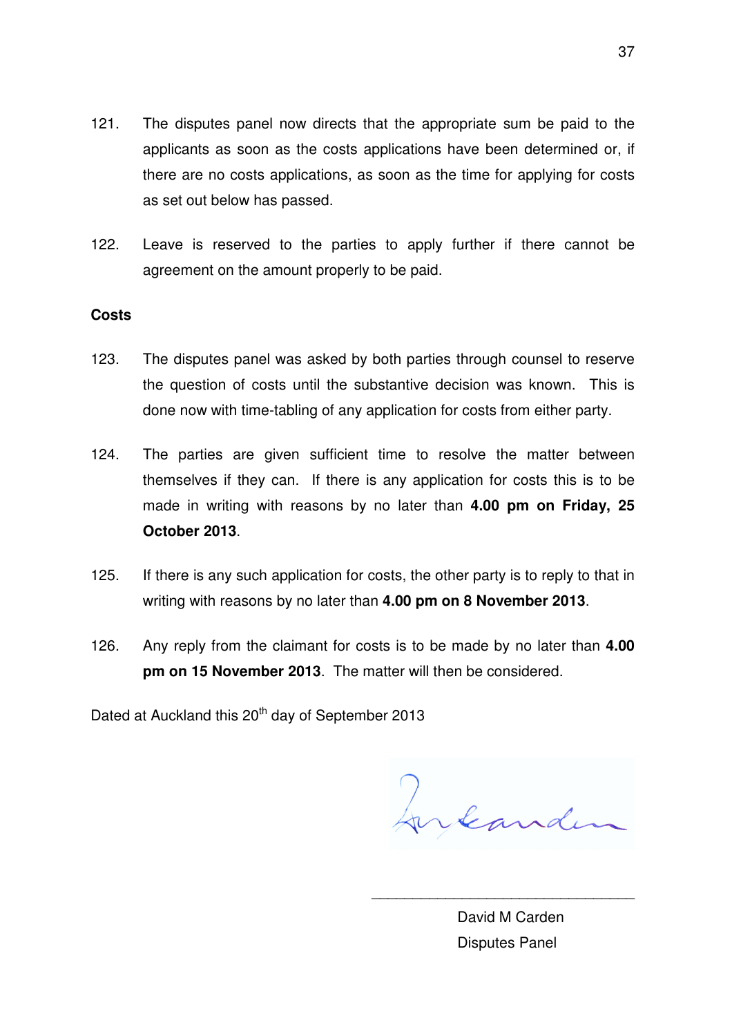121. The disputes panel now directs that the appropriate sum be paid to the applicants as soon as the costs applications have been determined or, if there are no costs applications, as soon as the time for applying for costs as set out below has passed.

122. Leave is reserved to the parties to apply further if there cannot be agreement on the amount properly to be paid.

**Costs**

123. The disputes panel was asked by both parties through counsel to reserve the question of costs until the substantive decision was known. This is done now with time-tabling of any application for costs from either party.

124. The parties are given sufficient time to resolve the matter between themselves if they can. If there is any application for costs this is to be made in writing with reasons by no later than **4.00 pm on Friday, 25 October 2013**.

125. If there is any such application for costs, the other party is to reply to that in writing with reasons by no later than **4.00 pm on 8 November 2013**.

126. Any reply from the claimant for costs is to be made by no later than **4.00 pm on 15 November 2013**. The matter will then be considered.

Dated at Auckland this 20th day of September 2013

\_\_\_\_\_\_\_\_\_\_\_\_\_\_\_\_\_\_\_\_\_\_\_\_\_\_\_\_\_\_\_\_

David M Carden
Disputes Panel